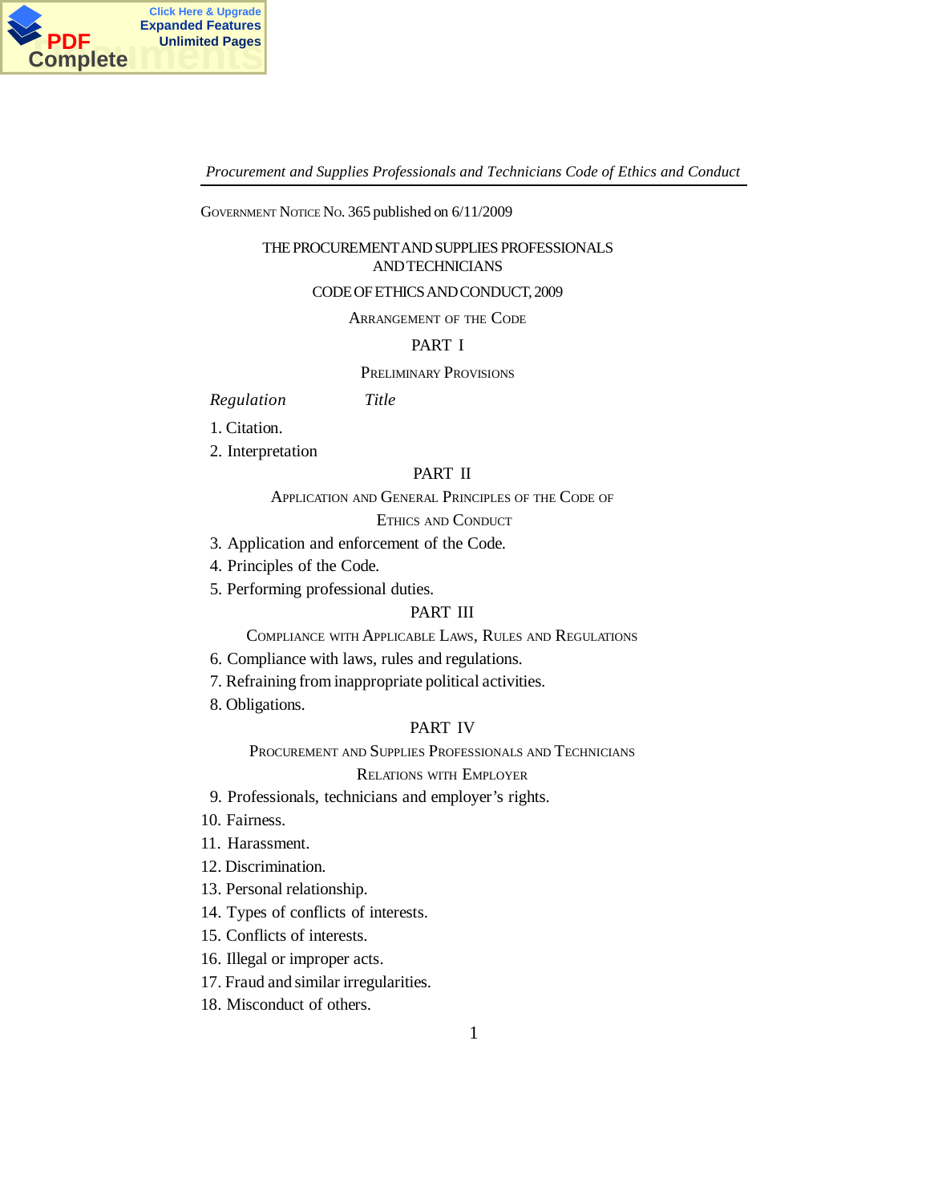Government Notice No. 365 published on 6/11/2009

# THE PROCUREMENT AND SUPPLIES PROFESSIONALS AND TECHNICIANS

## CODE OF ETHICS AND CONDUCT, 2009

### Arrangement of the Code

### PART I

#### Preliminary Provisions

| *Regulation* | *Title* |
|---|---|

1. Citation.
2. Interpretation

### PART II

#### Application and General Principles of the Code of Ethics and Conduct

3. Application and enforcement of the Code.
4. Principles of the Code.
5. Performing professional duties.

### PART III

#### Compliance with Applicable Laws, Rules and Regulations

6. Compliance with laws, rules and regulations.
7. Refraining from inappropriate political activities.
8. Obligations.

### PART IV

#### Procurement and Supplies Professionals and Technicians Relations with Employer

9. Professionals, technicians and employer's rights.
10. Fairness.
11. Harassment.
12. Discrimination.
13. Personal relationship.
14. Types of conflicts of interests.
15. Conflicts of interests.
16. Illegal or improper acts.
17. Fraud and similar irregularities.
18. Misconduct of others.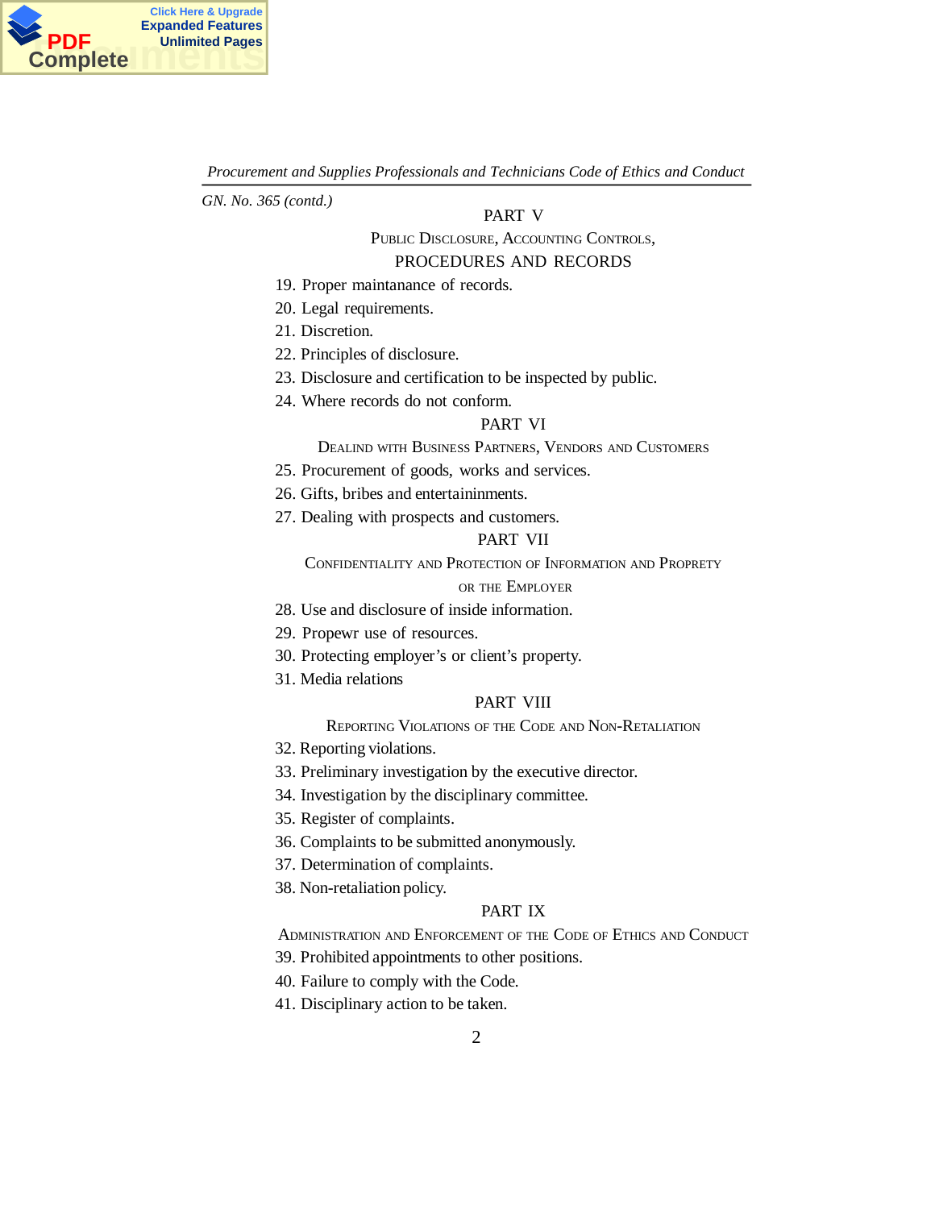*GN. No. 365 (contd.)*

PART V

PUBLIC DISCLOSURE, ACCOUNTING CONTROLS, PROCEDURES AND RECORDS

19. Proper maintanance of records.
20. Legal requirements.
21. Discretion.
22. Principles of disclosure.
23. Disclosure and certification to be inspected by public.
24. Where records do not conform.

PART VI

DEALIND WITH BUSINESS PARTNERS, VENDORS AND CUSTOMERS

25. Procurement of goods, works and services.
26. Gifts, bribes and entertaininments.
27. Dealing with prospects and customers.

PART VII

CONFIDENTIALITY AND PROTECTION OF INFORMATION AND PROPRETY OR THE EMPLOYER

28. Use and disclosure of inside information.
29. Propewr use of resources.
30. Protecting employer's or client's property.
31. Media relations

PART VIII

REPORTING VIOLATIONS OF THE CODE AND NON-RETALIATION

32. Reporting violations.
33. Preliminary investigation by the executive director.
34. Investigation by the disciplinary committee.
35. Register of complaints.
36. Complaints to be submitted anonymously.
37. Determination of complaints.
38. Non-retaliation policy.

PART IX

ADMINISTRATION AND ENFORCEMENT OF THE CODE OF ETHICS AND CONDUCT

39. Prohibited appointments to other positions.
40. Failure to comply with the Code.
41. Disciplinary action to be taken.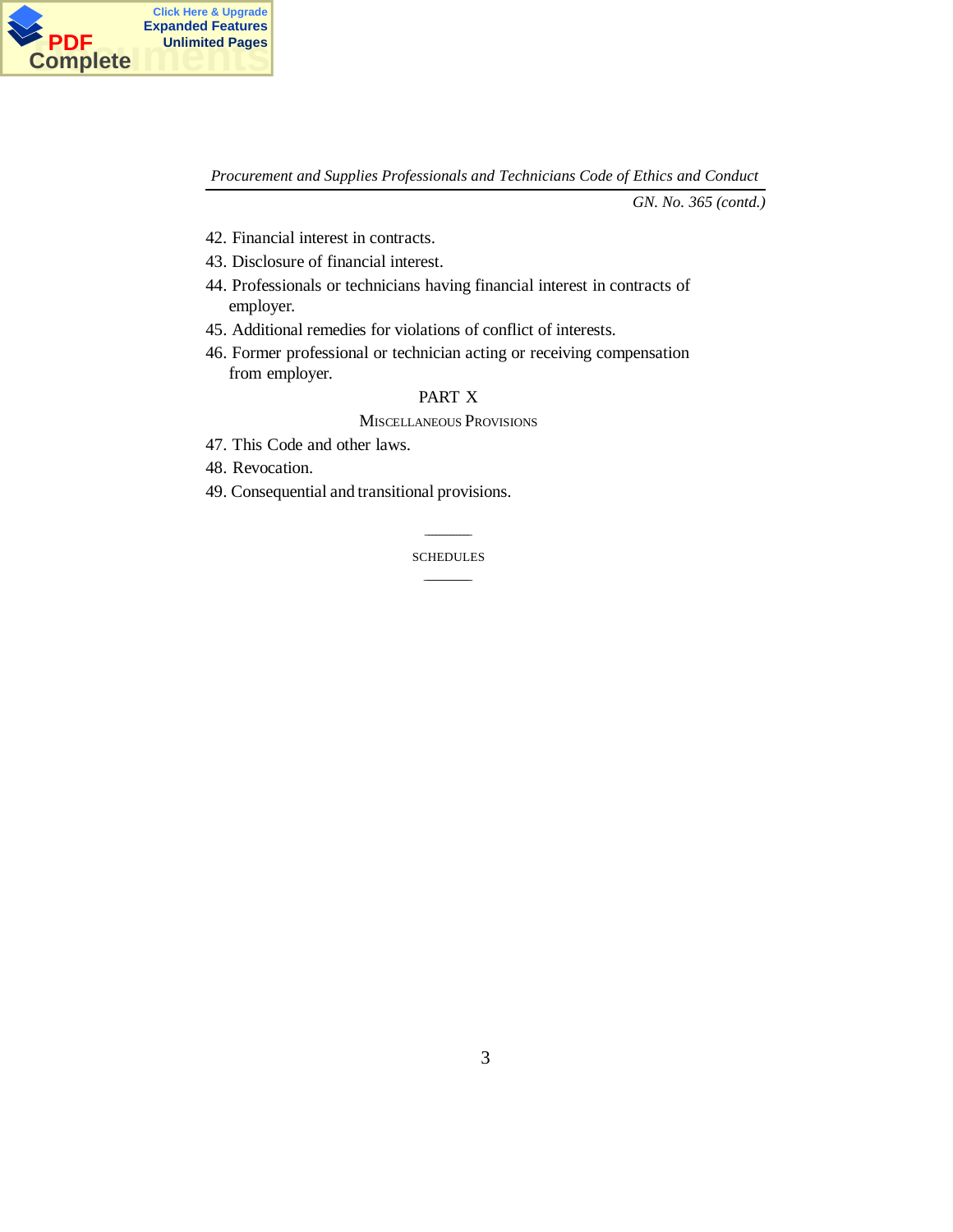42. Financial interest in contracts.
43. Disclosure of financial interest.
44. Professionals or technicians having financial interest in contracts of employer.
45. Additional remedies for violations of conflict of interests.
46. Former professional or technician acting or receiving compensation from employer.

PART X

MISCELLANEOUS PROVISIONS

47. This Code and other laws.
48. Revocation.
49. Consequential and transitional provisions.

---

SCHEDULES

---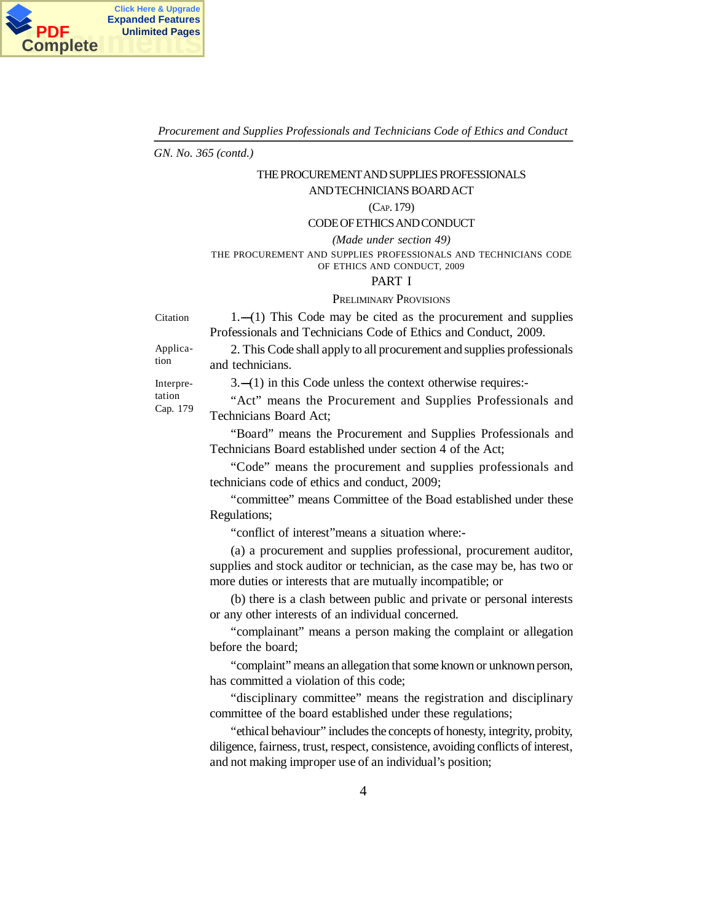GN. No. 365 (contd.)

THE PROCUREMENT AND SUPPLIES PROFESSIONALS AND TECHNICIANS BOARD ACT

(CAP. 179)

CODE OF ETHICS AND CONDUCT

*(Made under section 49)*

THE PROCUREMENT AND SUPPLIES PROFESSIONALS AND TECHNICIANS CODE OF ETHICS AND CONDUCT, 2009

## PART I

### PRELIMINARY PROVISIONS

Citation

1.—(1) This Code may be cited as the procurement and supplies Professionals and Technicians Code of Ethics and Conduct, 2009.

Application

2. This Code shall apply to all procurement and supplies professionals and technicians.

Interpretation Cap. 179

3.—(1) in this Code unless the context otherwise requires:-

"Act" means the Procurement and Supplies Professionals and Technicians Board Act;

"Board" means the Procurement and Supplies Professionals and Technicians Board established under section 4 of the Act;

"Code" means the procurement and supplies professionals and technicians code of ethics and conduct, 2009;

"committee" means Committee of the Board established under these Regulations;

"conflict of interest"means a situation where:-

(a) a procurement and supplies professional, procurement auditor, supplies and stock auditor or technician, as the case may be, has two or more duties or interests that are mutually incompatible; or

(b) there is a clash between public and private or personal interests or any other interests of an individual concerned.

"complainant" means a person making the complaint or allegation before the board;

"complaint" means an allegation that some known or unknown person, has committed a violation of this code;

"disciplinary committee" means the registration and disciplinary committee of the board established under these regulations;

"ethical behaviour" includes the concepts of honesty, integrity, probity, diligence, fairness, trust, respect, consistence, avoiding conflicts of interest, and not making improper use of an individual's position;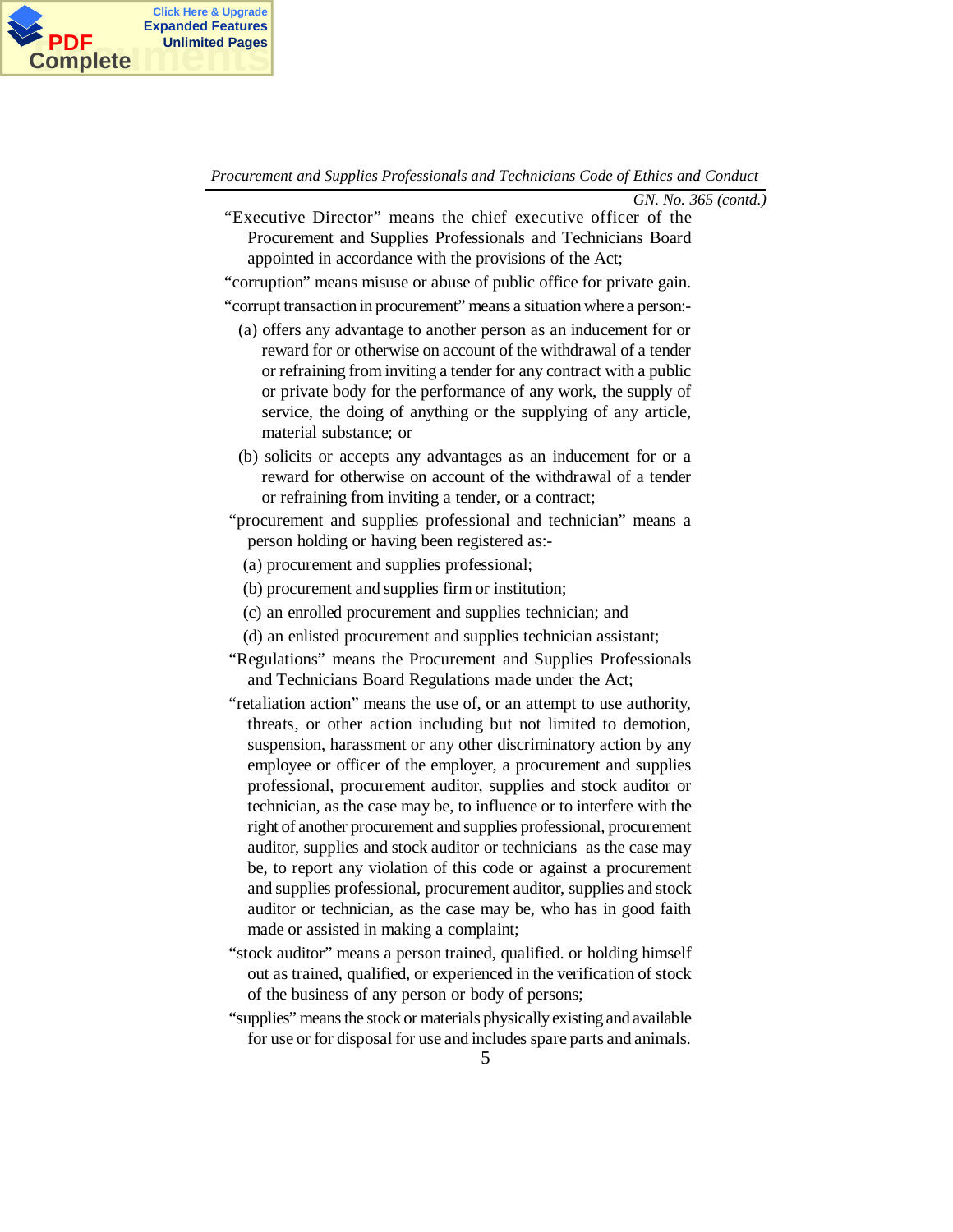“Executive Director” means the chief executive officer of the Procurement and Supplies Professionals and Technicians Board appointed in accordance with the provisions of the Act;

“corruption” means misuse or abuse of public office for private gain.

“corrupt transaction in procurement” means a situation where a person:-

(a) offers any advantage to another person as an inducement for or reward for or otherwise on account of the withdrawal of a tender or refraining from inviting a tender for any contract with a public or private body for the performance of any work, the supply of service, the doing of anything or the supplying of any article, material substance; or

(b) solicits or accepts any advantages as an inducement for or a reward for otherwise on account of the withdrawal of a tender or refraining from inviting a tender, or a contract;

“procurement and supplies professional and technician” means a person holding or having been registered as:-

(a) procurement and supplies professional;

(b) procurement and supplies firm or institution;

(c) an enrolled procurement and supplies technician; and

(d) an enlisted procurement and supplies technician assistant;

“Regulations” means the Procurement and Supplies Professionals and Technicians Board Regulations made under the Act;

“retaliation action” means the use of, or an attempt to use authority, threats, or other action including but not limited to demotion, suspension, harassment or any other discriminatory action by any employee or officer of the employer, a procurement and supplies professional, procurement auditor, supplies and stock auditor or technician, as the case may be, to influence or to interfere with the right of another procurement and supplies professional, procurement auditor, supplies and stock auditor or technicians as the case may be, to report any violation of this code or against a procurement and supplies professional, procurement auditor, supplies and stock auditor or technician, as the case may be, who has in good faith made or assisted in making a complaint;

“stock auditor” means a person trained, qualified. or holding himself out as trained, qualified, or experienced in the verification of stock of the business of any person or body of persons;

“supplies” means the stock or materials physically existing and available for use or for disposal for use and includes spare parts and animals.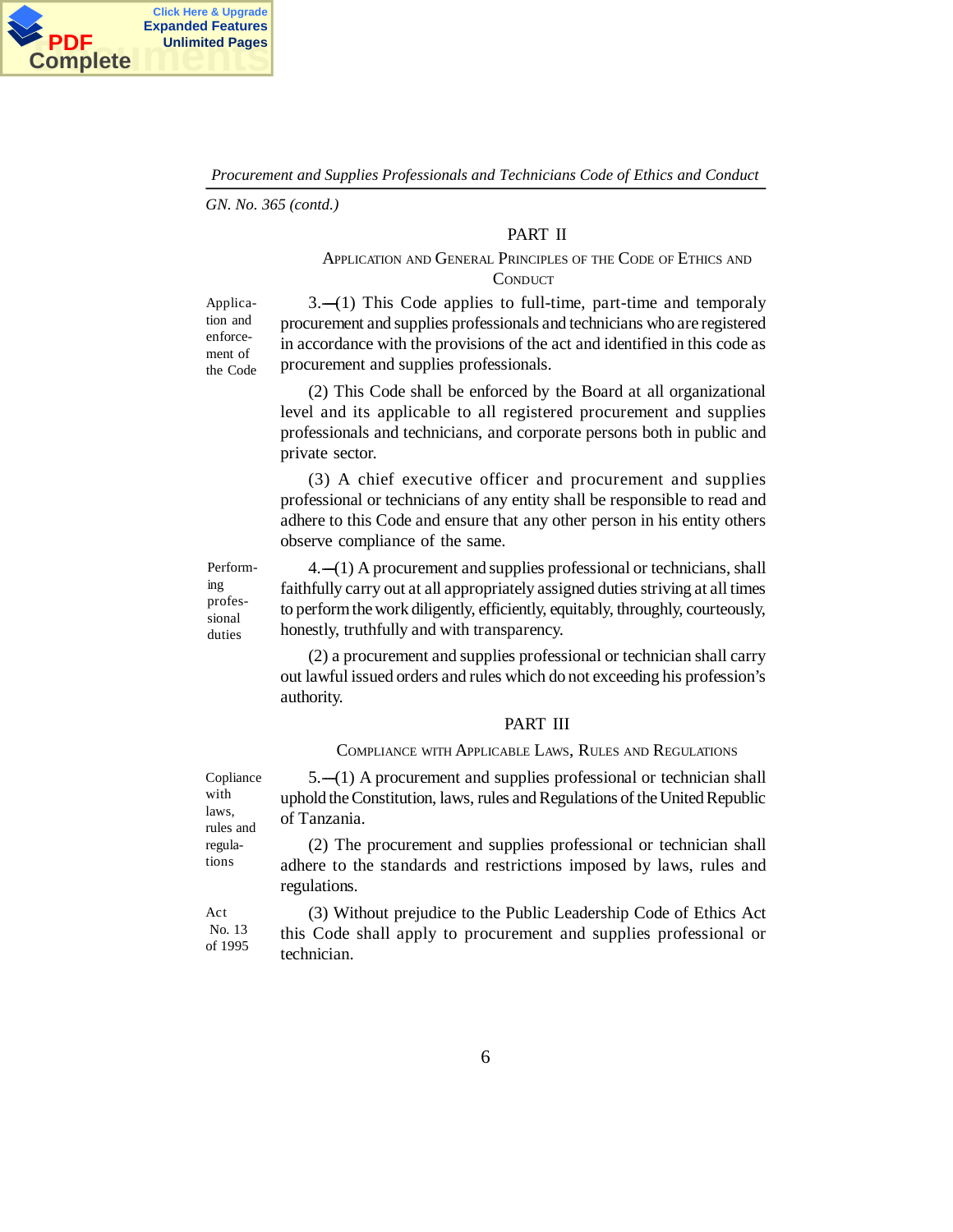GN. No. 365 (contd.)

## PART II

### Application and General Principles of the Code of Ethics and Conduct

**Application and enforcement of the Code**

3.—(1) This Code applies to full-time, part-time and temporaly procurement and supplies professionals and technicians who are registered in accordance with the provisions of the act and identified in this code as procurement and supplies professionals.

(2) This Code shall be enforced by the Board at all organizational level and its applicable to all registered procurement and supplies professionals and technicians, and corporate persons both in public and private sector.

(3) A chief executive officer and procurement and supplies professional or technicians of any entity shall be responsible to read and adhere to this Code and ensure that any other person in his entity others observe compliance of the same.

**Performing professional duties**

4.—(1) A procurement and supplies professional or technicians, shall faithfully carry out at all appropriately assigned duties striving at all times to perform the work diligently, efficiently, equitably, throughly, courteously, honestly, truthfully and with transparency.

(2) a procurement and supplies professional or technician shall carry out lawful issued orders and rules which do not exceeding his profession's authority.

## PART III

### Compliance with Applicable Laws, Rules and Regulations

**Copliance with laws, rules and regulations**

5.—(1) A procurement and supplies professional or technician shall uphold the Constitution, laws, rules and Regulations of the United Republic of Tanzania.

(2) The procurement and supplies professional or technician shall adhere to the standards and restrictions imposed by laws, rules and regulations.

*Act No. 13 of 1995*

(3) Without prejudice to the Public Leadership Code of Ethics Act this Code shall apply to procurement and supplies professional or technician.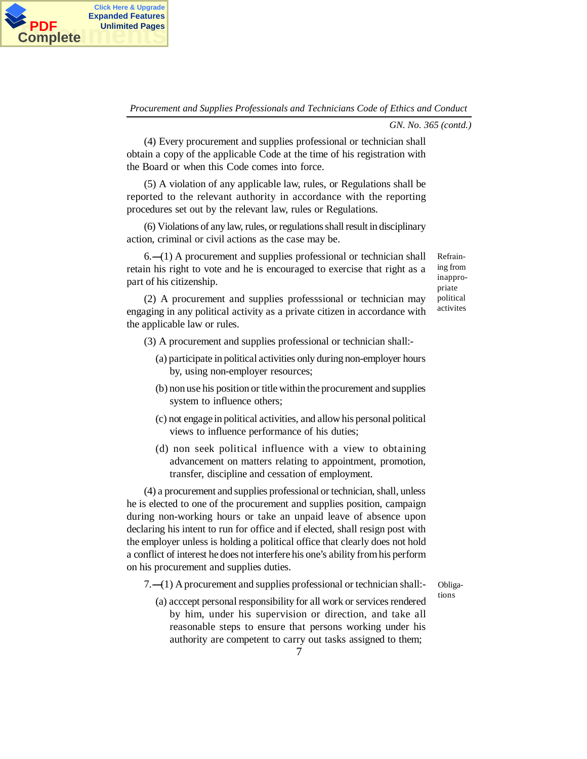GN. No. 365 (contd.)

(4) Every procurement and supplies professional or technician shall obtain a copy of the applicable Code at the time of his registration with the Board or when this Code comes into force.

(5) A violation of any applicable law, rules, or Regulations shall be reported to the relevant authority in accordance with the reporting procedures set out by the relevant law, rules or Regulations.

(6) Violations of any law, rules, or regulations shall result in disciplinary action, criminal or civil actions as the case may be.

**Refraining from inappropriate political activites**

6.—(1) A procurement and supplies professional or technician shall retain his right to vote and he is encouraged to exercise that right as a part of his citizenship.

(2) A procurement and supplies professsional or technician may engaging in any political activity as a private citizen in accordance with the applicable law or rules.

(3) A procurement and supplies professional or technician shall:-

(a) participate in political activities only during non-employer hours by, using non-employer resources;

(b) non use his position or title within the procurement and supplies system to influence others;

(c) not engage in political activities, and allow his personal political views to influence performance of his duties;

(d) non seek political influence with a view to obtaining advancement on matters relating to appointment, promotion, transfer, discipline and cessation of employment.

(4) a procurement and supplies professional or technician, shall, unless he is elected to one of the procurement and supplies position, campaign during non-working hours or take an unpaid leave of absence upon declaring his intent to run for office and if elected, shall resign post with the employer unless is holding a political office that clearly does not hold a conflict of interest he does not interfere his one's ability from his perform on his procurement and supplies duties.

**Obligations**

7.—(1) A procurement and supplies professional or technician shall:-

(a) acccept personal responsibility for all work or services rendered by him, under his supervision or direction, and take all reasonable steps to ensure that persons working under his authority are competent to carry out tasks assigned to them;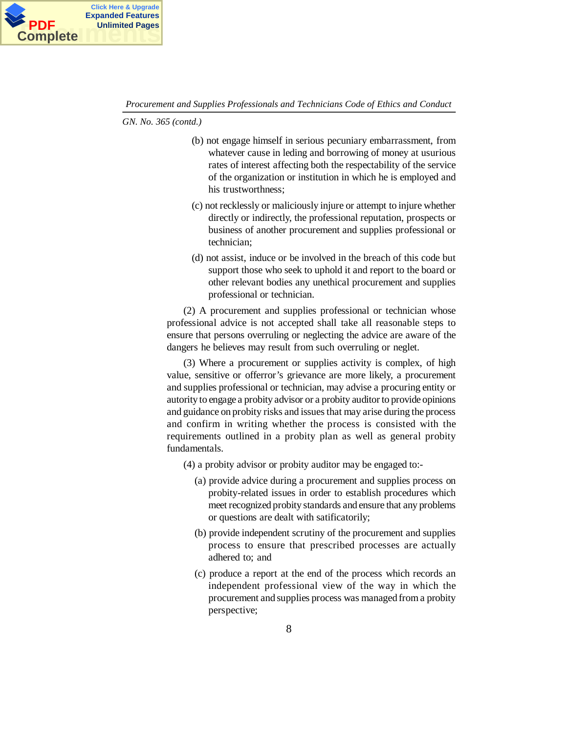GN. No. 365 (contd.)

(b) not engage himself in serious pecuniary embarrassment, from whatever cause in leding and borrowing of money at usurious rates of interest affecting both the respectability of the service of the organization or institution in which he is employed and his trustworthiness;

(c) not recklessly or maliciously injure or attempt to injure whether directly or indirectly, the professional reputation, prospects or business of another procurement and supplies professional or technician;

(d) not assist, induce or be involved in the breach of this code but support those who seek to uphold it and report to the board or other relevant bodies any unethical procurement and supplies professional or technician.

(2) A procurement and supplies professional or technician whose professional advice is not accepted shall take all reasonable steps to ensure that persons overruling or neglecting the advice are aware of the dangers he believes may result from such overruling or neglet.

(3) Where a procurement or supplies activity is complex, of high value, sensitive or offerror's grievance are more likely, a procurement and supplies professional or technician, may advise a procuring entity or autority to engage a probity advisor or a probity auditor to provide opinions and guidance on probity risks and issues that may arise during the process and confirm in writing whether the process is consisted with the requirements outlined in a probity plan as well as general probity fundamentals.

(4) a probity advisor or probity auditor may be engaged to:-

(a) provide advice during a procurement and supplies process on probity-related issues in order to establish procedures which meet recognized probity standards and ensure that any problems or questions are dealt with satificatorily;

(b) provide independent scrutiny of the procurement and supplies process to ensure that prescribed processes are actually adhered to; and

(c) produce a report at the end of the process which records an independent professional view of the way in which the procurement and supplies process was managed from a probity perspective;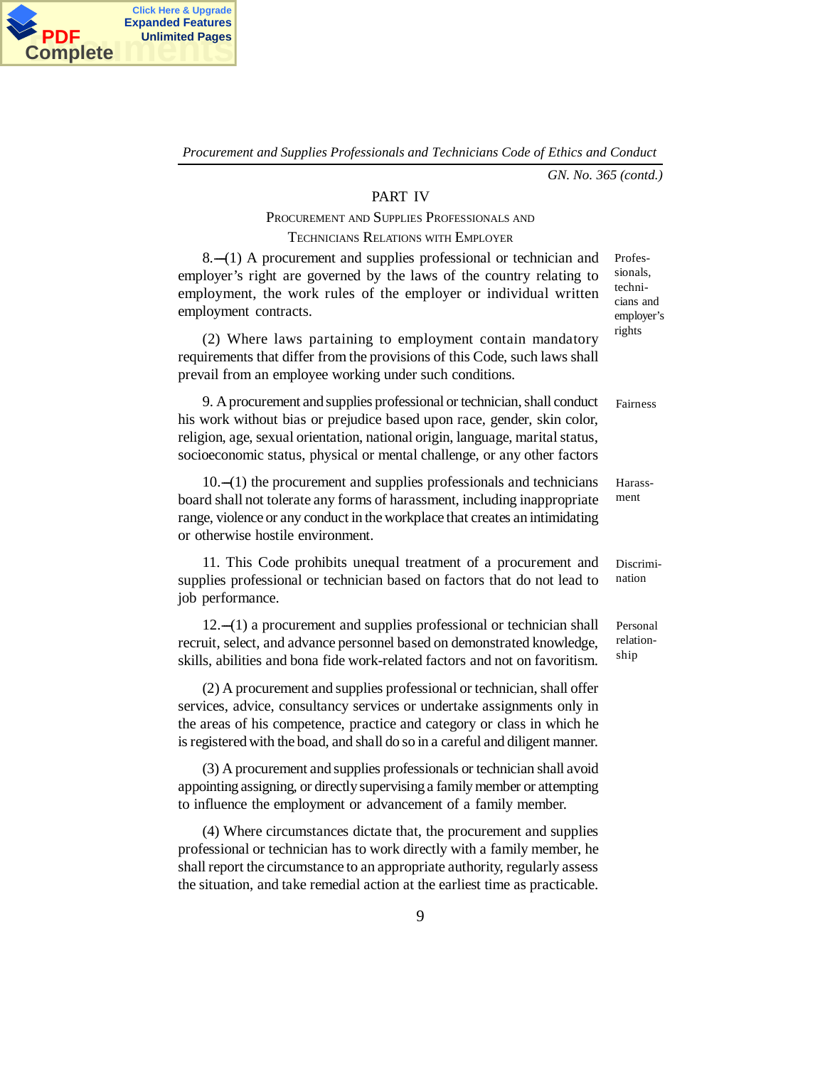GN. No. 365 (contd.)

## PART IV

### PROCUREMENT AND SUPPLIES PROFESSIONALS AND TECHNICIANS RELATIONS WITH EMPLOYER

*Professionals, technicians and employer's rights*

8.—(1) A procurement and supplies professional or technician and employer's right are governed by the laws of the country relating to employment, the work rules of the employer or individual written employment contracts.

(2) Where laws partaining to employment contain mandatory requirements that differ from the provisions of this Code, such laws shall prevail from an employee working under such conditions.

*Fairness*

9. A procurement and supplies professional or technician, shall conduct his work without bias or prejudice based upon race, gender, skin color, religion, age, sexual orientation, national origin, language, marital status, socioeconomic status, physical or mental challenge, or any other factors

*Harassment*

10.—(1) the procurement and supplies professionals and technicians board shall not tolerate any forms of harassment, including inappropriate range, violence or any conduct in the workplace that creates an intimidating or otherwise hostile environment.

*Discrimination*

11. This Code prohibits unequal treatment of a procurement and supplies professional or technician based on factors that do not lead to job performance.

*Personal relationship*

12.—(1) a procurement and supplies professional or technician shall recruit, select, and advance personnel based on demonstrated knowledge, skills, abilities and bona fide work-related factors and not on favoritism.

(2) A procurement and supplies professional or technician, shall offer services, advice, consultancy services or undertake assignments only in the areas of his competence, practice and category or class in which he is registered with the boad, and shall do so in a careful and diligent manner.

(3) A procurement and supplies professionals or technician shall avoid appointing assigning, or directly supervising a family member or attempting to influence the employment or advancement of a family member.

(4) Where circumstances dictate that, the procurement and supplies professional or technician has to work directly with a family member, he shall report the circumstance to an appropriate authority, regularly assess the situation, and take remedial action at the earliest time as practicable.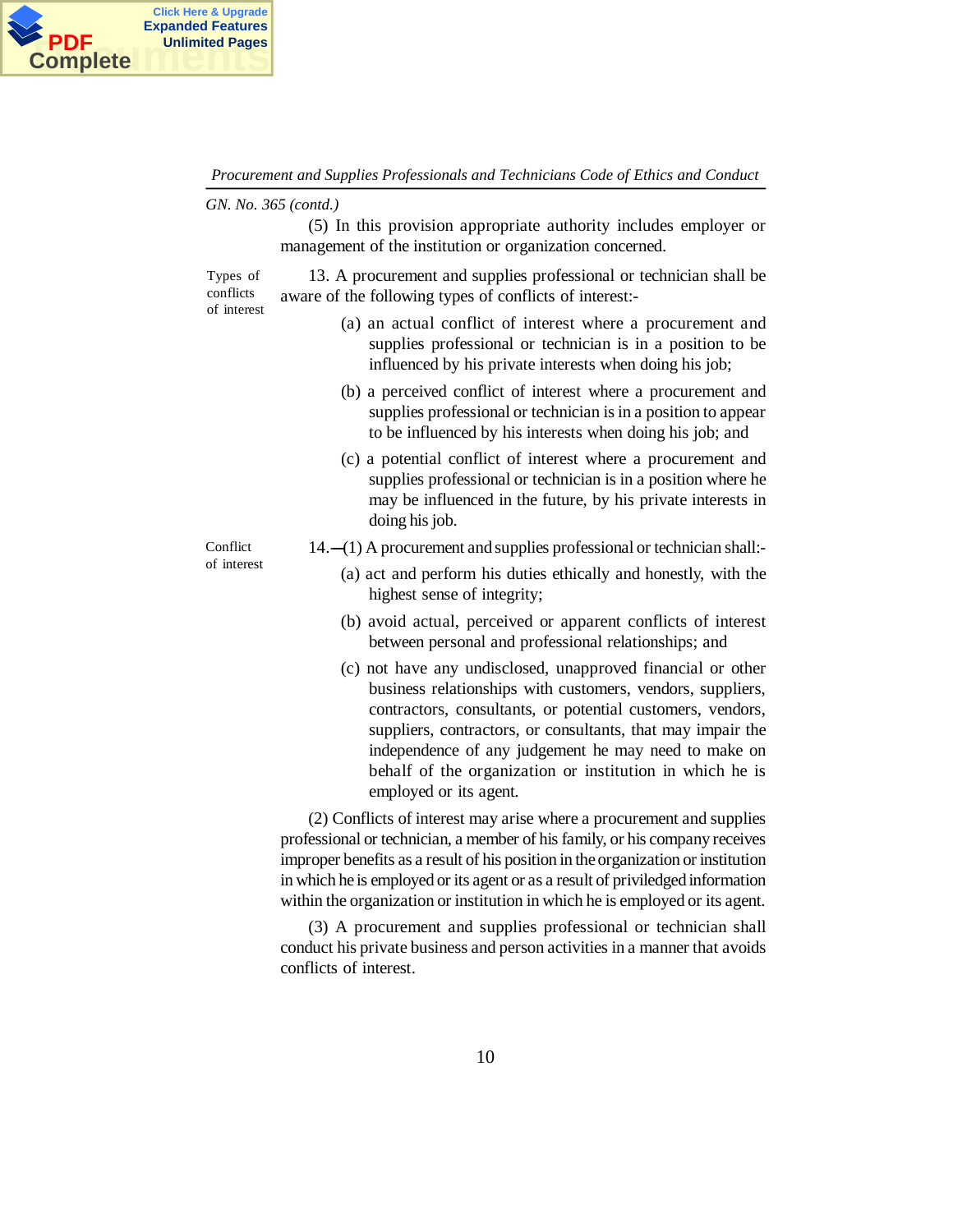*GN. No. 365 (contd.)*

(5) In this provision appropriate authority includes employer or management of the institution or organization concerned.

**Types of conflicts of interest**

13. A procurement and supplies professional or technician shall be aware of the following types of conflicts of interest:-

(a) an actual conflict of interest where a procurement and supplies professional or technician is in a position to be influenced by his private interests when doing his job;

(b) a perceived conflict of interest where a procurement and supplies professional or technician is in a position to appear to be influenced by his interests when doing his job; and

(c) a potential conflict of interest where a procurement and supplies professional or technician is in a position where he may be influenced in the future, by his private interests in doing his job.

**Conflict of interest**

14.—(1) A procurement and supplies professional or technician shall:-

(a) act and perform his duties ethically and honestly, with the highest sense of integrity;

(b) avoid actual, perceived or apparent conflicts of interest between personal and professional relationships; and

(c) not have any undisclosed, unapproved financial or other business relationships with customers, vendors, suppliers, contractors, consultants, or potential customers, vendors, suppliers, contractors, or consultants, that may impair the independence of any judgement he may need to make on behalf of the organization or institution in which he is employed or its agent.

(2) Conflicts of interest may arise where a procurement and supplies professional or technician, a member of his family, or his company receives improper benefits as a result of his position in the organization or institution in which he is employed or its agent or as a result of priviledged information within the organization or institution in which he is employed or its agent.

(3) A procurement and supplies professional or technician shall conduct his private business and person activities in a manner that avoids conflicts of interest.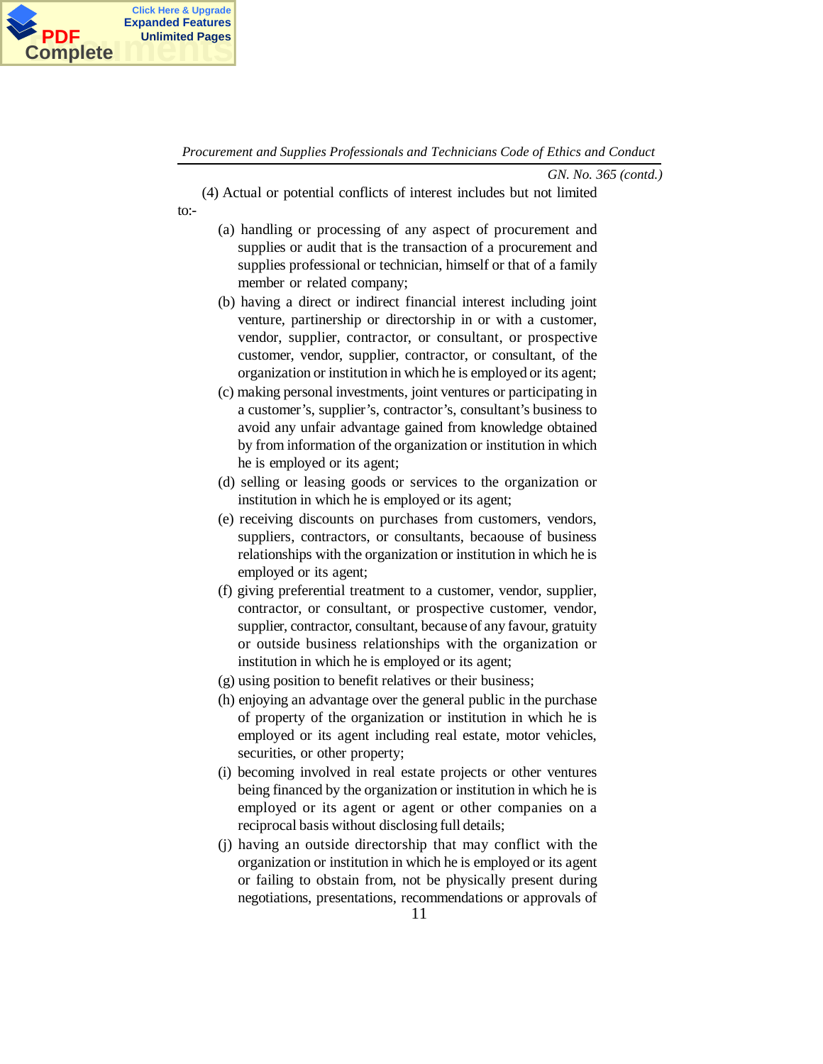(4) Actual or potential conflicts of interest includes but not limited to:-

(a) handling or processing of any aspect of procurement and supplies or audit that is the transaction of a procurement and supplies professional or technician, himself or that of a family member or related company;

(b) having a direct or indirect financial interest including joint venture, partinership or directorship in or with a customer, vendor, supplier, contractor, or consultant, or prospective customer, vendor, supplier, contractor, or consultant, of the organization or institution in which he is employed or its agent;

(c) making personal investments, joint ventures or participating in a customer's, supplier's, contractor's, consultant's business to avoid any unfair advantage gained from knowledge obtained by from information of the organization or institution in which he is employed or its agent;

(d) selling or leasing goods or services to the organization or institution in which he is employed or its agent;

(e) receiving discounts on purchases from customers, vendors, suppliers, contractors, or consultants, becaouse of business relationships with the organization or institution in which he is employed or its agent;

(f) giving preferential treatment to a customer, vendor, supplier, contractor, or consultant, or prospective customer, vendor, supplier, contractor, consultant, because of any favour, gratuity or outside business relationships with the organization or institution in which he is employed or its agent;

(g) using position to benefit relatives or their business;

(h) enjoying an advantage over the general public in the purchase of property of the organization or institution in which he is employed or its agent including real estate, motor vehicles, securities, or other property;

(i) becoming involved in real estate projects or other ventures being financed by the organization or institution in which he is employed or its agent or agent or other companies on a reciprocal basis without disclosing full details;

(j) having an outside directorship that may conflict with the organization or institution in which he is employed or its agent or failing to obstain from, not be physically present during negotiations, presentations, recommendations or approvals of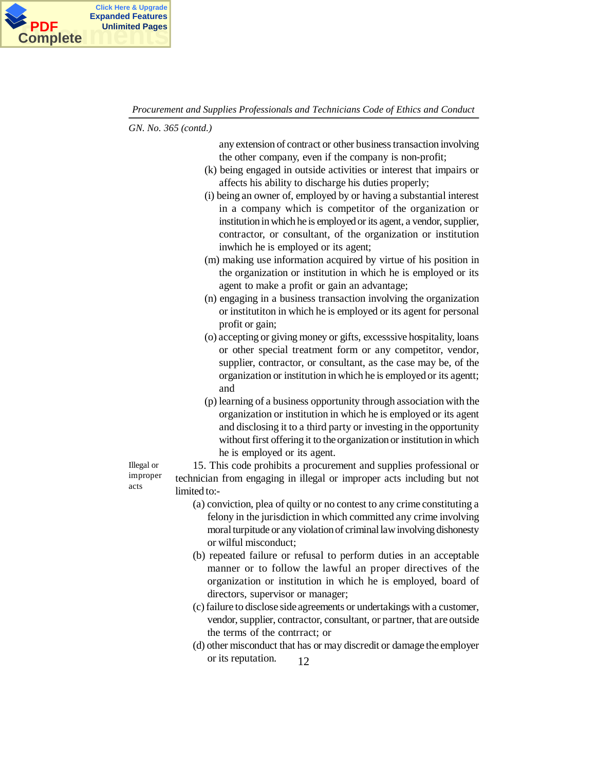GN. No. 365 (contd.)

any extension of contract or other business transaction involving the other company, even if the company is non-profit;

(k) being engaged in outside activities or interest that impairs or affects his ability to discharge his duties properly;

(i) being an owner of, employed by or having a substantial interest in a company which is competitor of the organization or institution in which he is employed or its agent, a vendor, supplier, contractor, or consultant, of the organization or institution inwhich he is employed or its agent;

(m) making use information acquired by virtue of his position in the organization or institution in which he is employed or its agent to make a profit or gain an advantage;

(n) engaging in a business transaction involving the organization or institutiton in which he is employed or its agent for personal profit or gain;

(o) accepting or giving money or gifts, excesssive hospitality, loans or other special treatment form or any competitor, vendor, supplier, contractor, or consultant, as the case may be, of the organization or institution in which he is employed or its agentt; and

(p) learning of a business opportunity through association with the organization or institution in which he is employed or its agent and disclosing it to a third party or investing in the opportunity without first offering it to the organization or institution in which he is employed or its agent.

*Illegal or improper acts*

15. This code prohibits a procurement and supplies professional or technician from engaging in illegal or improper acts including but not limited to:-

(a) conviction, plea of quilty or no contest to any crime constituting a felony in the jurisdiction in which committed any crime involving moral turpitude or any violation of criminal law involving dishonesty or wilful misconduct;

(b) repeated failure or refusal to perform duties in an acceptable manner or to follow the lawful an proper directives of the organization or institution in which he is employed, board of directors, supervisor or manager;

(c) failure to disclose side agreements or undertakings with a customer, vendor, supplier, contractor, consultant, or partner, that are outside the terms of the contrract; or

(d) other misconduct that has or may discredit or damage the employer or its reputation.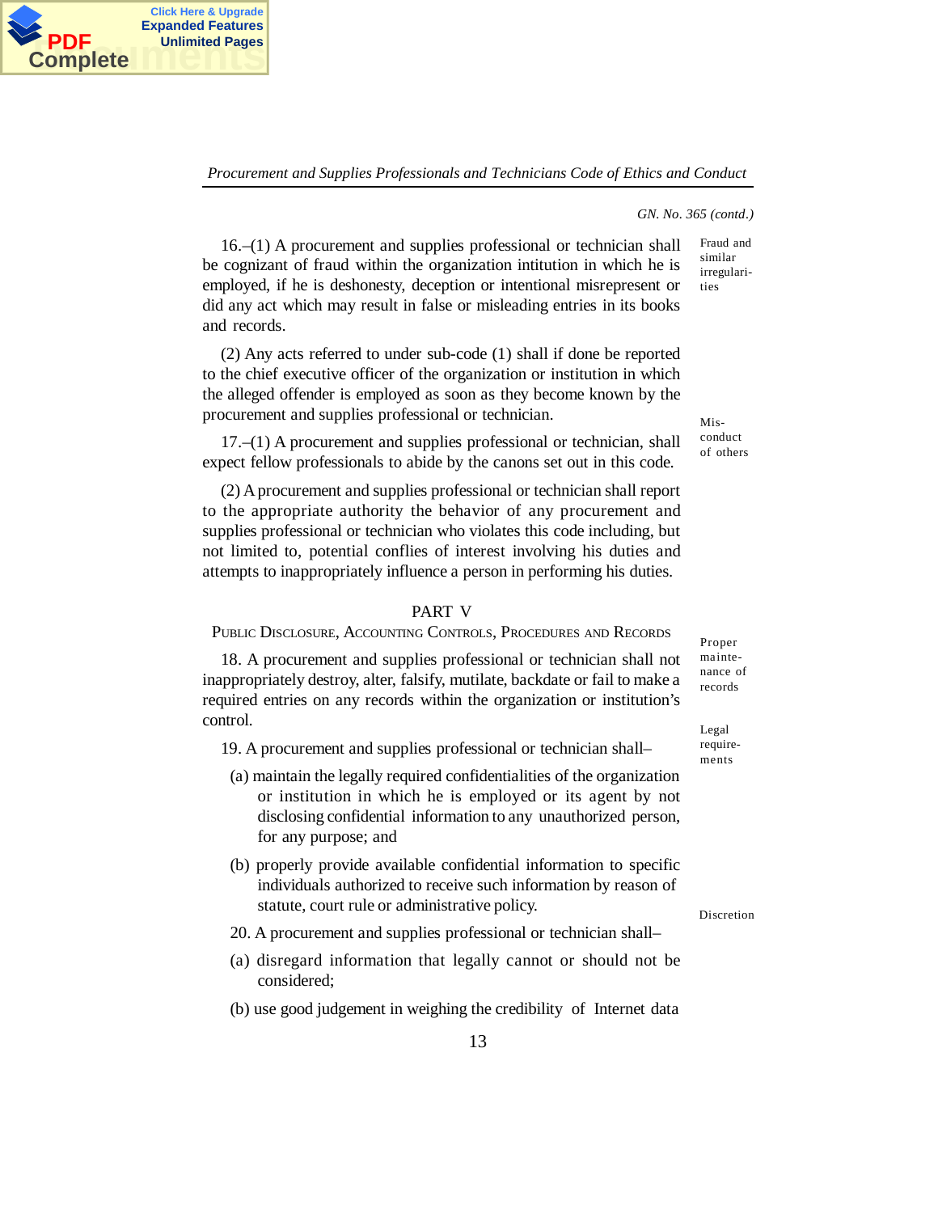GN. No. 365 (contd.)

**Fraud and similar irregularities**

16.–(1) A procurement and supplies professional or technician shall be cognizant of fraud within the organization intitution in which he is employed, if he is deshonesty, deception or intentional misrepresent or did any act which may result in false or misleading entries in its books and records.

(2) Any acts referred to under sub-code (1) shall if done be reported to the chief executive officer of the organization or institution in which the alleged offender is employed as soon as they become known by the procurement and supplies professional or technician.

**Mis-conduct of others**

17.–(1) A procurement and supplies professional or technician, shall expect fellow professionals to abide by the canons set out in this code.

(2) A procurement and supplies professional or technician shall report to the appropriate authority the behavior of any procurement and supplies professional or technician who violates this code including, but not limited to, potential conflies of interest involving his duties and attempts to inappropriately influence a person in performing his duties.

## PART V

### Public Disclosure, Accounting Controls, Procedures and Records

**Proper mainte-nance of records**

18. A procurement and supplies professional or technician shall not inappropriately destroy, alter, falsify, mutilate, backdate or fail to make a required entries on any records within the organization or institution's control.

**Legal require-ments**

19. A procurement and supplies professional or technician shall–

(a) maintain the legally required confidentialities of the organization or institution in which he is employed or its agent by not disclosing confidential information to any unauthorized person, for any purpose; and

(b) properly provide available confidential information to specific individuals authorized to receive such information by reason of statute, court rule or administrative policy.

**Discretion**

20. A procurement and supplies professional or technician shall–

(a) disregard information that legally cannot or should not be considered;

(b) use good judgement in weighing the credibility of Internet data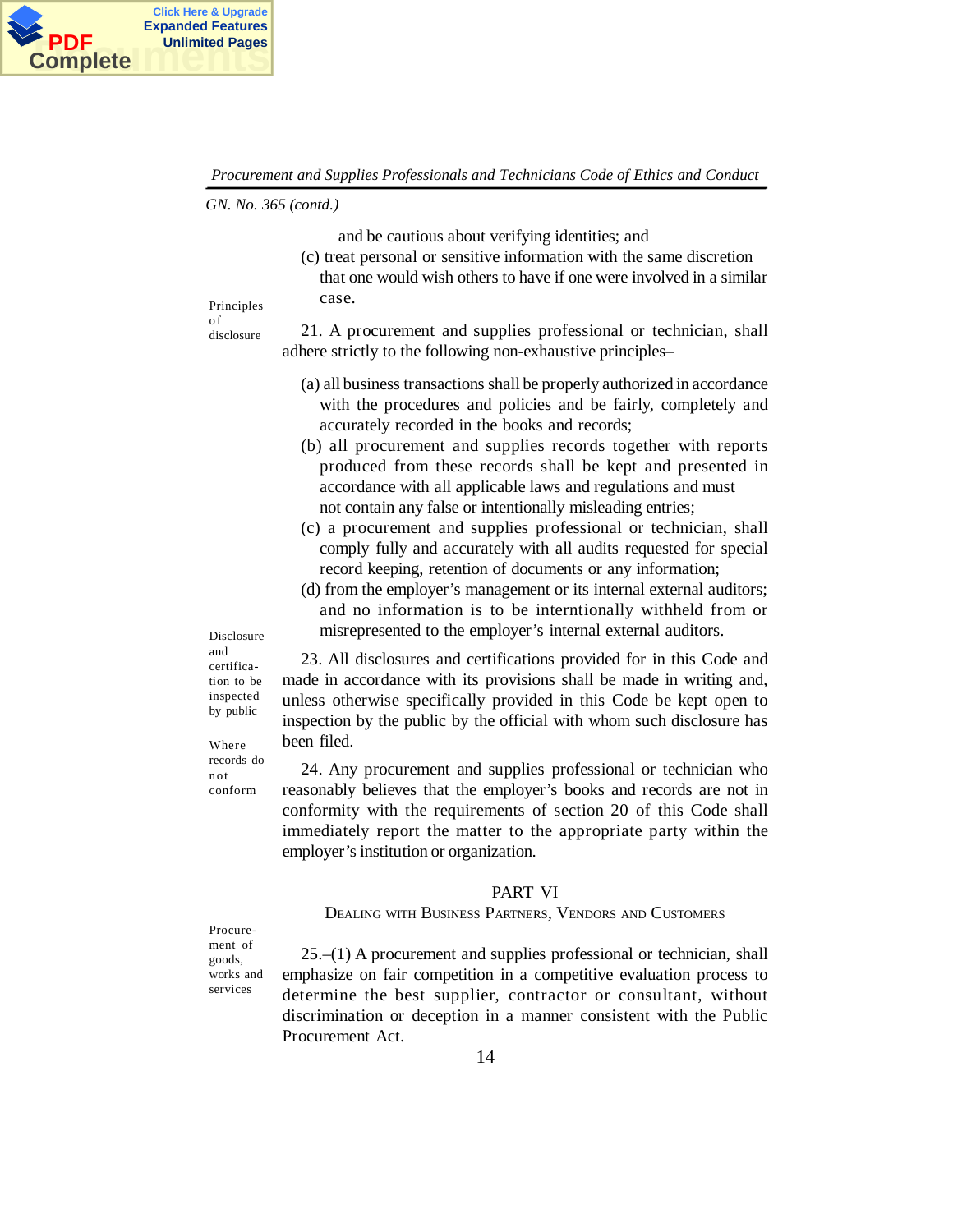*GN. No. 365 (contd.)*

and be cautious about verifying identities; and

(c) treat personal or sensitive information with the same discretion that one would wish others to have if one were involved in a similar case.

**Principles of disclosure**

21. A procurement and supplies professional or technician, shall adhere strictly to the following non-exhaustive principles–

(a) all business transactions shall be properly authorized in accordance with the procedures and policies and be fairly, completely and accurately recorded in the books and records;

(b) all procurement and supplies records together with reports produced from these records shall be kept and presented in accordance with all applicable laws and regulations and must not contain any false or intentionally misleading entries;

(c) a procurement and supplies professional or technician, shall comply fully and accurately with all audits requested for special record keeping, retention of documents or any information;

(d) from the employer's management or its internal external auditors; and no information is to be interntionally withheld from or misrepresented to the employer's internal external auditors.

**Disclosure and certification to be inspected by public**

23. All disclosures and certifications provided for in this Code and made in accordance with its provisions shall be made in writing and, unless otherwise specifically provided in this Code be kept open to inspection by the public by the official with whom such disclosure has been filed.

**Where records do not conform**

24. Any procurement and supplies professional or technician who reasonably believes that the employer's books and records are not in conformity with the requirements of section 20 of this Code shall immediately report the matter to the appropriate party within the employer's institution or organization.

## PART VI

### Dealing with Business Partners, Vendors and Customers

**Procurement of goods, works and services**

25.–(1) A procurement and supplies professional or technician, shall emphasize on fair competition in a competitive evaluation process to determine the best supplier, contractor or consultant, without discrimination or deception in a manner consistent with the Public Procurement Act.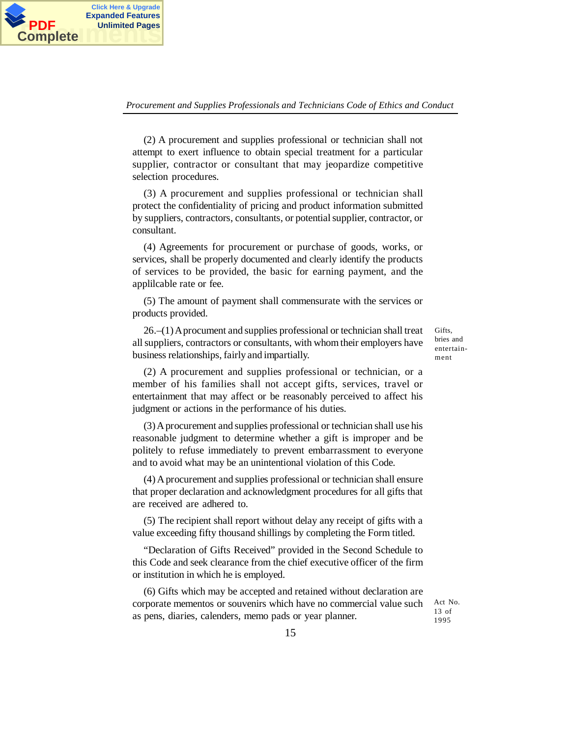(2) A procurement and supplies professional or technician shall not attempt to exert influence to obtain special treatment for a particular supplier, contractor or consultant that may jeopardize competitive selection procedures.

(3) A procurement and supplies professional or technician shall protect the confidentiality of pricing and product information submitted by suppliers, contractors, consultants, or potential supplier, contractor, or consultant.

(4) Agreements for procurement or purchase of goods, works, or services, shall be properly documented and clearly identify the products of services to be provided, the basic for earning payment, and the applilcable rate or fee.

(5) The amount of payment shall commensurate with the services or products provided.

*Gifts, bries and entertainment*

26.–(1) A procument and supplies professional or technician shall treat all suppliers, contractors or consultants, with whom their employers have business relationships, fairly and impartially.

(2) A procurement and supplies professional or technician, or a member of his families shall not accept gifts, services, travel or entertainment that may affect or be reasonably perceived to affect his judgment or actions in the performance of his duties.

(3) A procurement and supplies professional or technician shall use his reasonable judgment to determine whether a gift is improper and be politely to refuse immediately to prevent embarrassment to everyone and to avoid what may be an unintentional violation of this Code.

(4) A procurement and supplies professional or technician shall ensure that proper declaration and acknowledgment procedures for all gifts that are received are adhered to.

(5) The recipient shall report without delay any receipt of gifts with a value exceeding fifty thousand shillings by completing the Form titled.

"Declaration of Gifts Received" provided in the Second Schedule to this Code and seek clearance from the chief executive officer of the firm or institution in which he is employed.

(6) Gifts which may be accepted and retained without declaration are corporate mementos or souvenirs which have no commercial value such as pens, diaries, calenders, memo pads or year planner.

*Act No. 13 of 1995*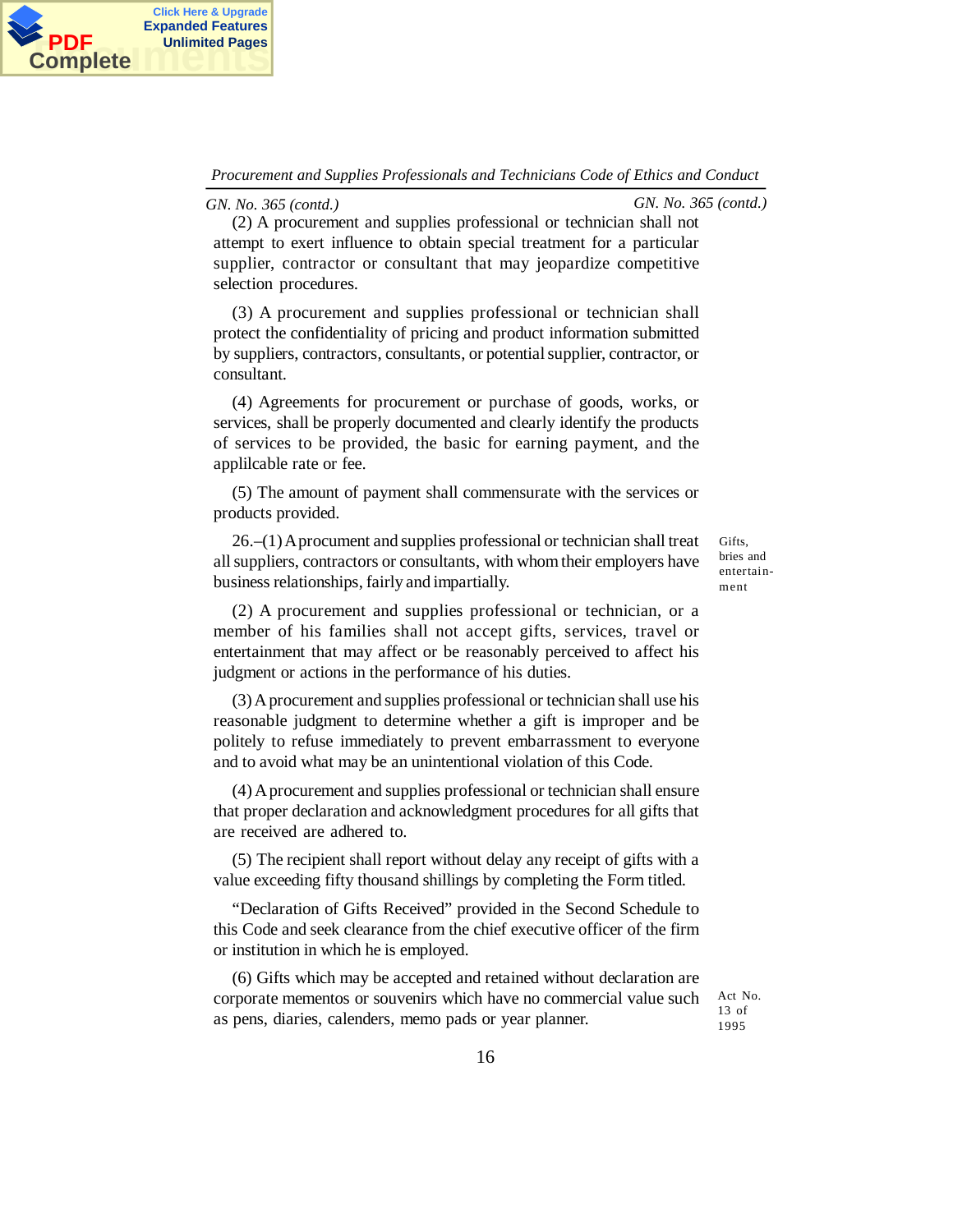GN. No. 365 (contd.)

(2) A procurement and supplies professional or technician shall not attempt to exert influence to obtain special treatment for a particular supplier, contractor or consultant that may jeopardize competitive selection procedures.

(3) A procurement and supplies professional or technician shall protect the confidentiality of pricing and product information submitted by suppliers, contractors, consultants, or potential supplier, contractor, or consultant.

(4) Agreements for procurement or purchase of goods, works, or services, shall be properly documented and clearly identify the products of services to be provided, the basic for earning payment, and the applilcable rate or fee.

(5) The amount of payment shall commensurate with the services or products provided.

Gifts, bries and entertainment

26.–(1) A procurement and supplies professional or technician shall treat all suppliers, contractors or consultants, with whom their employers have business relationships, fairly and impartially.

(2) A procurement and supplies professional or technician, or a member of his families shall not accept gifts, services, travel or entertainment that may affect or be reasonably perceived to affect his judgment or actions in the performance of his duties.

(3) A procurement and supplies professional or technician shall use his reasonable judgment to determine whether a gift is improper and be politely to refuse immediately to prevent embarrassment to everyone and to avoid what may be an unintentional violation of this Code.

(4) A procurement and supplies professional or technician shall ensure that proper declaration and acknowledgment procedures for all gifts that are received are adhered to.

(5) The recipient shall report without delay any receipt of gifts with a value exceeding fifty thousand shillings by completing the Form titled.

"Declaration of Gifts Received" provided in the Second Schedule to this Code and seek clearance from the chief executive officer of the firm or institution in which he is employed.

(6) Gifts which may be accepted and retained without declaration are corporate mementos or souvenirs which have no commercial value such as pens, diaries, calenders, memo pads or year planner.

Act No. 13 of 1995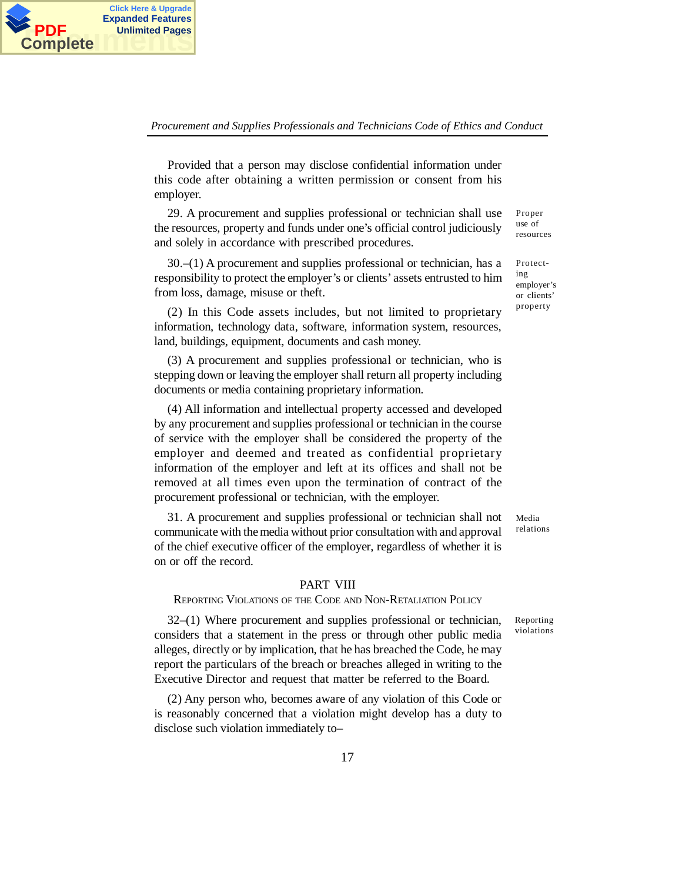Provided that a person may disclose confidential information under this code after obtaining a written permission or consent from his employer.

*Proper use of resources*

29. A procurement and supplies professional or technician shall use the resources, property and funds under one's official control judiciously and solely in accordance with prescribed procedures.

*Protecting employer's or clients' property*

30.–(1) A procurement and supplies professional or technician, has a responsibility to protect the employer's or clients' assets entrusted to him from loss, damage, misuse or theft.

(2) In this Code assets includes, but not limited to proprietary information, technology data, software, information system, resources, land, buildings, equipment, documents and cash money.

(3) A procurement and supplies professional or technician, who is stepping down or leaving the employer shall return all property including documents or media containing proprietary information.

(4) All information and intellectual property accessed and developed by any procurement and supplies professional or technician in the course of service with the employer shall be considered the property of the employer and deemed and treated as confidential proprietary information of the employer and left at its offices and shall not be removed at all times even upon the termination of contract of the procurement professional or technician, with the employer.

*Media relations*

31. A procurement and supplies professional or technician shall not communicate with the media without prior consultation with and approval of the chief executive officer of the employer, regardless of whether it is on or off the record.

## PART VIII
### Reporting Violations of the Code and Non-Retaliation Policy

*Reporting violations*

32–(1) Where procurement and supplies professional or technician, considers that a statement in the press or through other public media alleges, directly or by implication, that he has breached the Code, he may report the particulars of the breach or breaches alleged in writing to the Executive Director and request that matter be referred to the Board.

(2) Any person who, becomes aware of any violation of this Code or is reasonably concerned that a violation might develop has a duty to disclose such violation immediately to–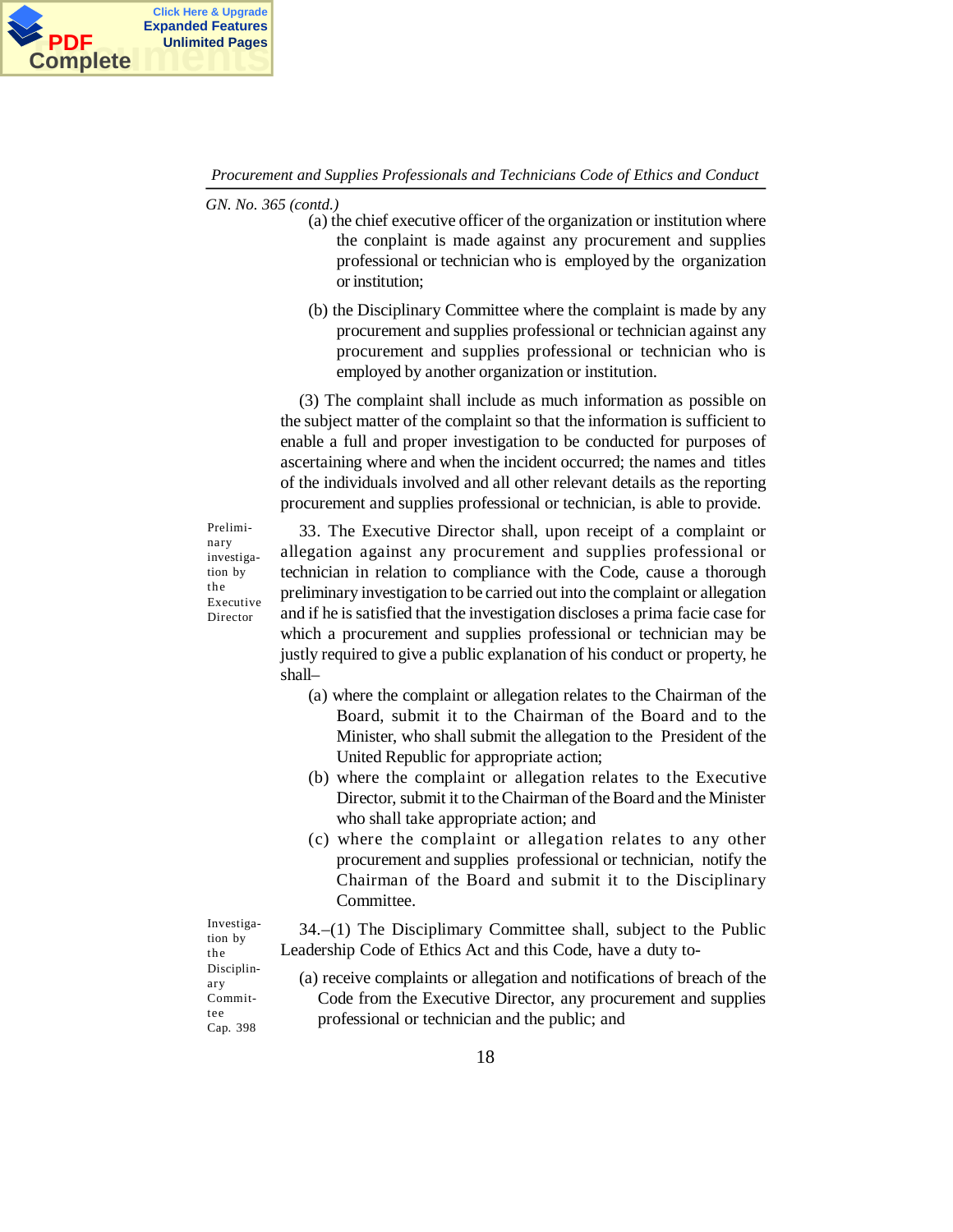GN. No. 365 (contd.)

(a) the chief executive officer of the organization or institution where the conplaint is made against any procurement and supplies professional or technician who is employed by the organization or institution;

(b) the Disciplinary Committee where the complaint is made by any procurement and supplies professional or technician against any procurement and supplies professional or technician who is employed by another organization or institution.

(3) The complaint shall include as much information as possible on the subject matter of the complaint so that the information is sufficient to enable a full and proper investigation to be conducted for purposes of ascertaining where and when the incident occurred; the names and titles of the individuals involved and all other relevant details as the reporting procurement and supplies professional or technician, is able to provide.

*Preliminary investigation by the Executive Director*

33. The Executive Director shall, upon receipt of a complaint or allegation against any procurement and supplies professional or technician in relation to compliance with the Code, cause a thorough preliminary investigation to be carried out into the complaint or allegation and if he is satisfied that the investigation discloses a prima facie case for which a procurement and supplies professional or technician may be justly required to give a public explanation of his conduct or property, he shall–

(a) where the complaint or allegation relates to the Chairman of the Board, submit it to the Chairman of the Board and to the Minister, who shall submit the allegation to the President of the United Republic for appropriate action;

(b) where the complaint or allegation relates to the Executive Director, submit it to the Chairman of the Board and the Minister who shall take appropriate action; and

(c) where the complaint or allegation relates to any other procurement and supplies professional or technician, notify the Chairman of the Board and submit it to the Disciplinary Committee.

*Investigation by the Disciplinary Committee*
*Cap. 398*

34.–(1) The Disciplinary Committee shall, subject to the Public Leadership Code of Ethics Act and this Code, have a duty to-

(a) receive complaints or allegation and notifications of breach of the Code from the Executive Director, any procurement and supplies professional or technician and the public; and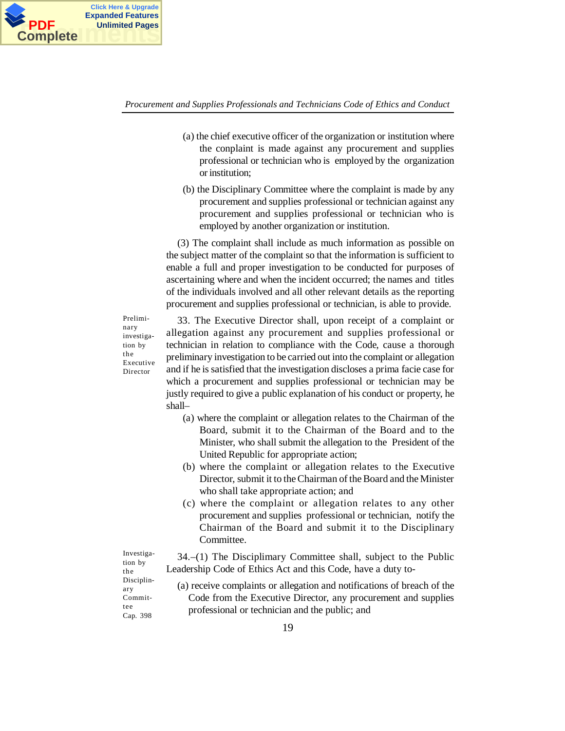(a) the chief executive officer of the organization or institution where the conplaint is made against any procurement and supplies professional or technician who is employed by the organization or institution;

(b) the Disciplinary Committee where the complaint is made by any procurement and supplies professional or technician against any procurement and supplies professional or technician who is employed by another organization or institution.

(3) The complaint shall include as much information as possible on the subject matter of the complaint so that the information is sufficient to enable a full and proper investigation to be conducted for purposes of ascertaining where and when the incident occurred; the names and titles of the individuals involved and all other relevant details as the reporting procurement and supplies professional or technician, is able to provide.

*Preliminary investigation by the Executive Director*

33. The Executive Director shall, upon receipt of a complaint or allegation against any procurement and supplies professional or technician in relation to compliance with the Code, cause a thorough preliminary investigation to be carried out into the complaint or allegation and if he is satisfied that the investigation discloses a prima facie case for which a procurement and supplies professional or technician may be justly required to give a public explanation of his conduct or property, he shall–

(a) where the complaint or allegation relates to the Chairman of the Board, submit it to the Chairman of the Board and to the Minister, who shall submit the allegation to the President of the United Republic for appropriate action;

(b) where the complaint or allegation relates to the Executive Director, submit it to the Chairman of the Board and the Minister who shall take appropriate action; and

(c) where the complaint or allegation relates to any other procurement and supplies professional or technician, notify the Chairman of the Board and submit it to the Disciplinary Committee.

*Investigation by the Disciplinary Committee*
*Cap. 398*

34.–(1) The Disciplinary Committee shall, subject to the Public Leadership Code of Ethics Act and this Code, have a duty to-

(a) receive complaints or allegation and notifications of breach of the Code from the Executive Director, any procurement and supplies professional or technician and the public; and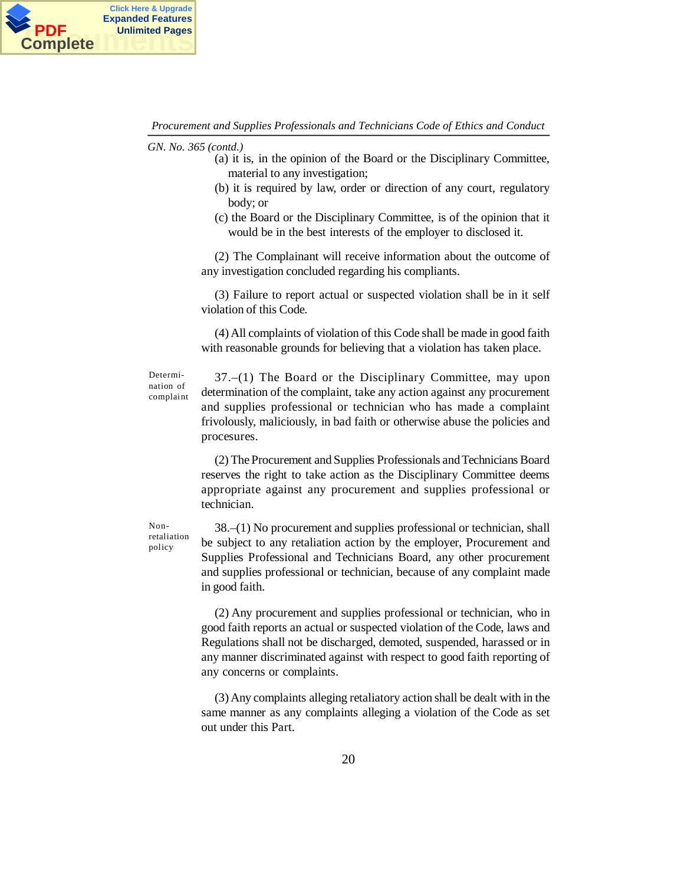*GN. No. 365 (contd.)*

(a) it is, in the opinion of the Board or the Disciplinary Committee, material to any investigation;

(b) it is required by law, order or direction of any court, regulatory body; or

(c) the Board or the Disciplinary Committee, is of the opinion that it would be in the best interests of the employer to disclosed it.

(2) The Complainant will receive information about the outcome of any investigation concluded regarding his compliants.

(3) Failure to report actual or suspected violation shall be in it self violation of this Code.

(4) All complaints of violation of this Code shall be made in good faith with reasonable grounds for believing that a violation has taken place.

**Determination of complaint**

37.–(1) The Board or the Disciplinary Committee, may upon determination of the complaint, take any action against any procurement and supplies professional or technician who has made a complaint frivolously, maliciously, in bad faith or otherwise abuse the policies and procesures.

(2) The Procurement and Supplies Professionals and Technicians Board reserves the right to take action as the Disciplinary Committee deems appropriate against any procurement and supplies professional or technician.

**Non-retaliation policy**

38.–(1) No procurement and supplies professional or technician, shall be subject to any retaliation action by the employer, Procurement and Supplies Professional and Technicians Board, any other procurement and supplies professional or technician, because of any complaint made in good faith.

(2) Any procurement and supplies professional or technician, who in good faith reports an actual or suspected violation of the Code, laws and Regulations shall not be discharged, demoted, suspended, harassed or in any manner discriminated against with respect to good faith reporting of any concerns or complaints.

(3) Any complaints alleging retaliatory action shall be dealt with in the same manner as any complaints alleging a violation of the Code as set out under this Part.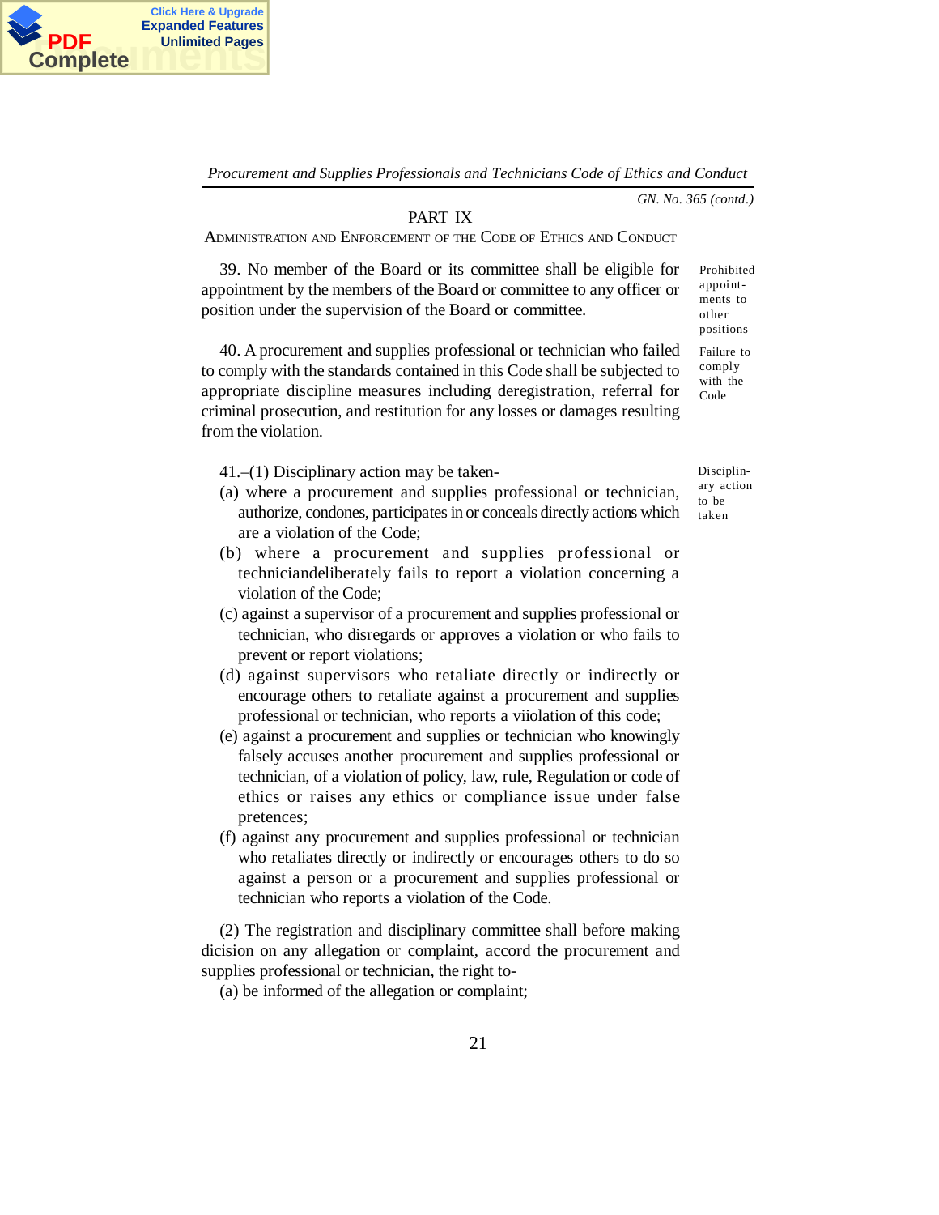GN. No. 365 (contd.)

## PART IX

### ADMINISTRATION AND ENFORCEMENT OF THE CODE OF ETHICS AND CONDUCT

*Prohibited appointments to other positions*

39. No member of the Board or its committee shall be eligible for appointment by the members of the Board or committee to any officer or position under the supervision of the Board or committee.

*Failure to comply with the Code*

40. A procurement and supplies professional or technician who failed to comply with the standards contained in this Code shall be subjected to appropriate discipline measures including deregistration, referral for criminal prosecution, and restitution for any losses or damages resulting from the violation.

*Disciplinary action to be taken*

41.–(1) Disciplinary action may be taken-

(a) where a procurement and supplies professional or technician, authorize, condones, participates in or conceals directly actions which are a violation of the Code;

(b) where a procurement and supplies professional or techniciandeliberately fails to report a violation concerning a violation of the Code;

(c) against a supervisor of a procurement and supplies professional or technician, who disregards or approves a violation or who fails to prevent or report violations;

(d) against supervisors who retaliate directly or indirectly or encourage others to retaliate against a procurement and supplies professional or technician, who reports a viiolation of this code;

(e) against a procurement and supplies or technician who knowingly falsely accuses another procurement and supplies professional or technician, of a violation of policy, law, rule, Regulation or code of ethics or raises any ethics or compliance issue under false pretences;

(f) against any procurement and supplies professional or technician who retaliates directly or indirectly or encourages others to do so against a person or a procurement and supplies professional or technician who reports a violation of the Code.

(2) The registration and disciplinary committee shall before making dicision on any allegation or complaint, accord the procurement and supplies professional or technician, the right to-

(a) be informed of the allegation or complaint;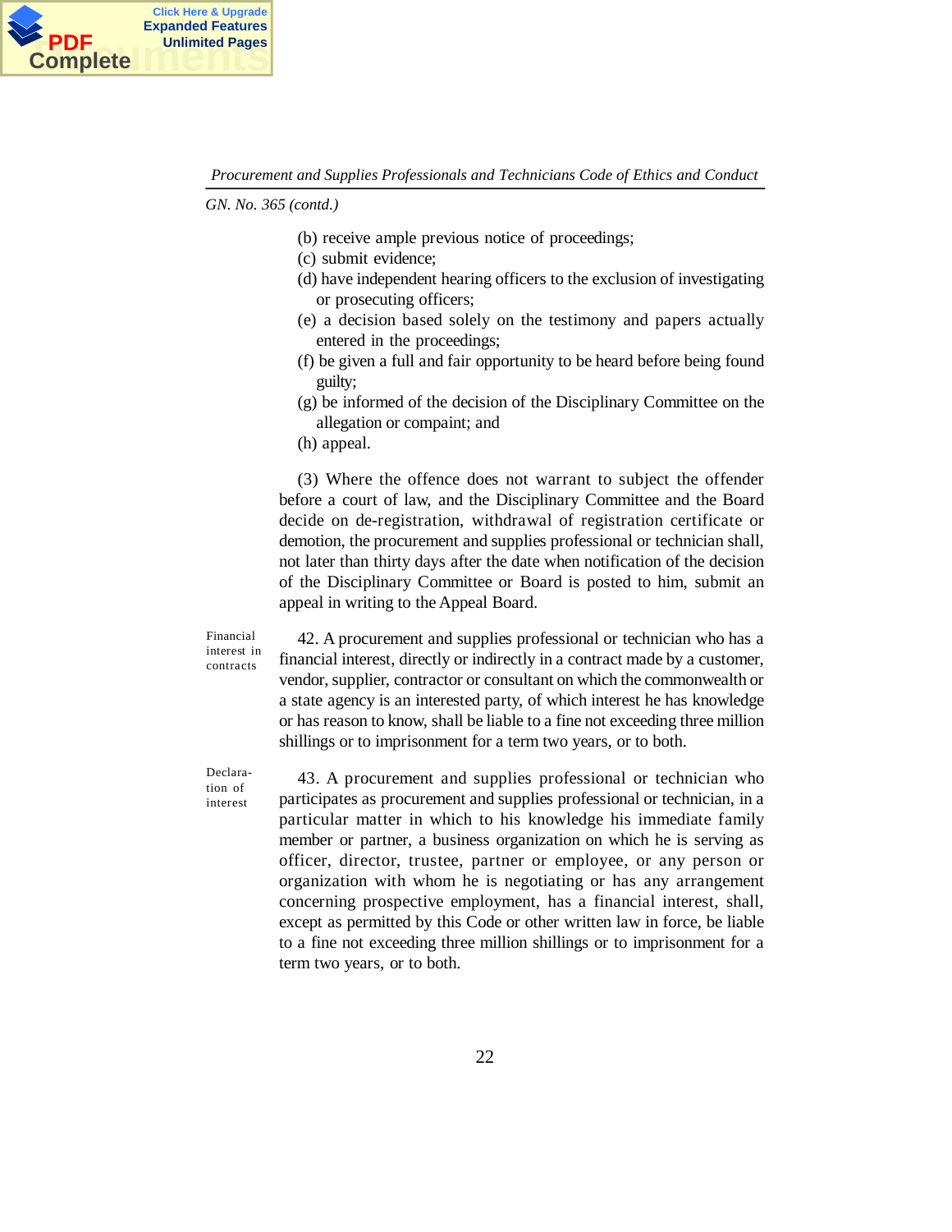GN. No. 365 (contd.)

(b) receive ample previous notice of proceedings;
(c) submit evidence;
(d) have independent hearing officers to the exclusion of investigating or prosecuting officers;
(e) a decision based solely on the testimony and papers actually entered in the proceedings;
(f) be given a full and fair opportunity to be heard before being found guilty;
(g) be informed of the decision of the Disciplinary Committee on the allegation or compaint; and
(h) appeal.

(3) Where the offence does not warrant to subject the offender before a court of law, and the Disciplinary Committee and the Board decide on de-registration, withdrawal of registration certificate or demotion, the procurement and supplies professional or technician shall, not later than thirty days after the date when notification of the decision of the Disciplinary Committee or Board is posted to him, submit an appeal in writing to the Appeal Board.

**Financial interest in contracts**

42. A procurement and supplies professional or technician who has a financial interest, directly or indirectly in a contract made by a customer, vendor, supplier, contractor or consultant on which the commonwealth or a state agency is an interested party, of which interest he has knowledge or has reason to know, shall be liable to a fine not exceeding three million shillings or to imprisonment for a term two years, or to both.

**Declaration of interest**

43. A procurement and supplies professional or technician who participates as procurement and supplies professional or technician, in a particular matter in which to his knowledge his immediate family member or partner, a business organization on which he is serving as officer, director, trustee, partner or employee, or any person or organization with whom he is negotiating or has any arrangement concerning prospective employment, has a financial interest, shall, except as permitted by this Code or other written law in force, be liable to a fine not exceeding three million shillings or to imprisonment for a term two years, or to both.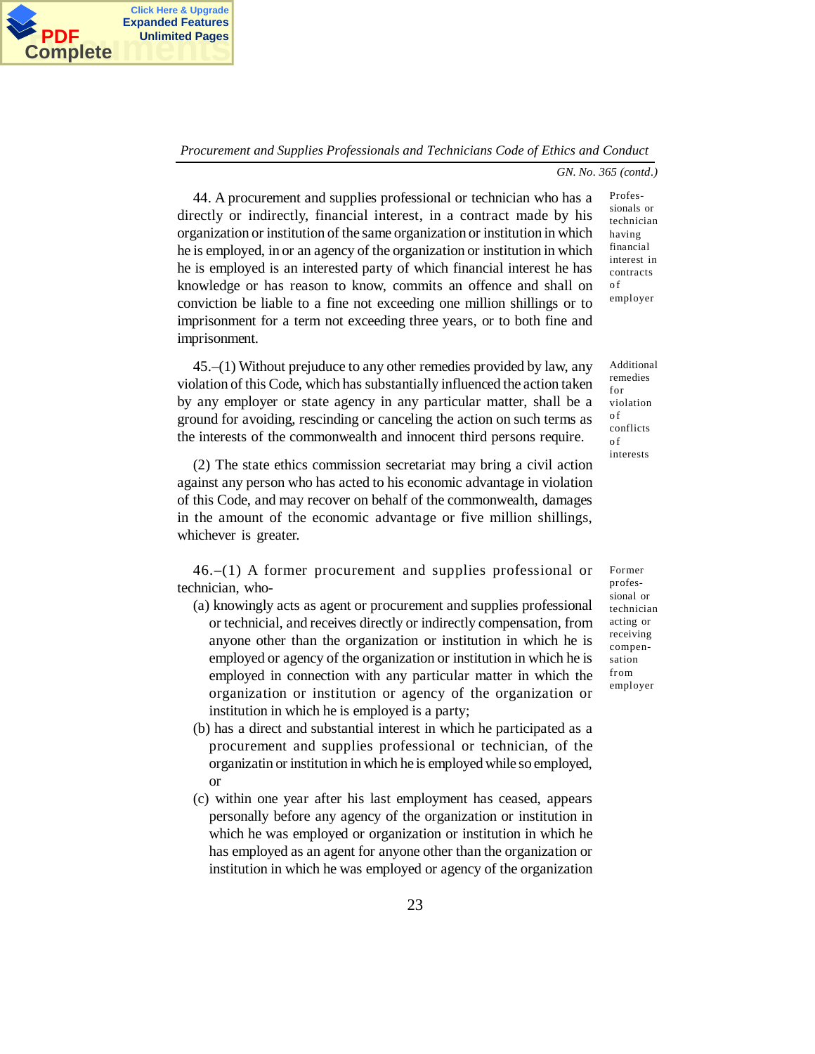*GN. No. 365 (contd.)*

**Professionals or technician having financial interest in contracts of employer**

44. A procurement and supplies professional or technician who has a directly or indirectly, financial interest, in a contract made by his organization or institution of the same organization or institution in which he is employed, in or an agency of the organization or institution in which he is employed is an interested party of which financial interest he has knowledge or has reason to know, commits an offence and shall on conviction be liable to a fine not exceeding one million shillings or to imprisonment for a term not exceeding three years, or to both fine and imprisonment.

**Additional remedies for violation of conflicts of interests**

45.–(1) Without prejudice to any other remedies provided by law, any violation of this Code, which has substantially influenced the action taken by any employer or state agency in any particular matter, shall be a ground for avoiding, rescinding or canceling the action on such terms as the interests of the commonwealth and innocent third persons require.

(2) The state ethics commission secretariat may bring a civil action against any person who has acted to his economic advantage in violation of this Code, and may recover on behalf of the commonwealth, damages in the amount of the economic advantage or five million shillings, whichever is greater.

**Former professional or technician acting or receiving compensation from employer**

46.–(1) A former procurement and supplies professional or technician, who-

(a) knowingly acts as agent or procurement and supplies professional or technical, and receives directly or indirectly compensation, from anyone other than the organization or institution in which he is employed or agency of the organization or institution in which he is employed in connection with any particular matter in which the organization or institution or agency of the organization or institution in which he is employed is a party;

(b) has a direct and substantial interest in which he participated as a procurement and supplies professional or technician, of the organizatin or institution in which he is employed while so employed, or

(c) within one year after his last employment has ceased, appears personally before any agency of the organization or institution in which he was employed or organization or institution in which he has employed as an agent for anyone other than the organization or institution in which he was employed or agency of the organization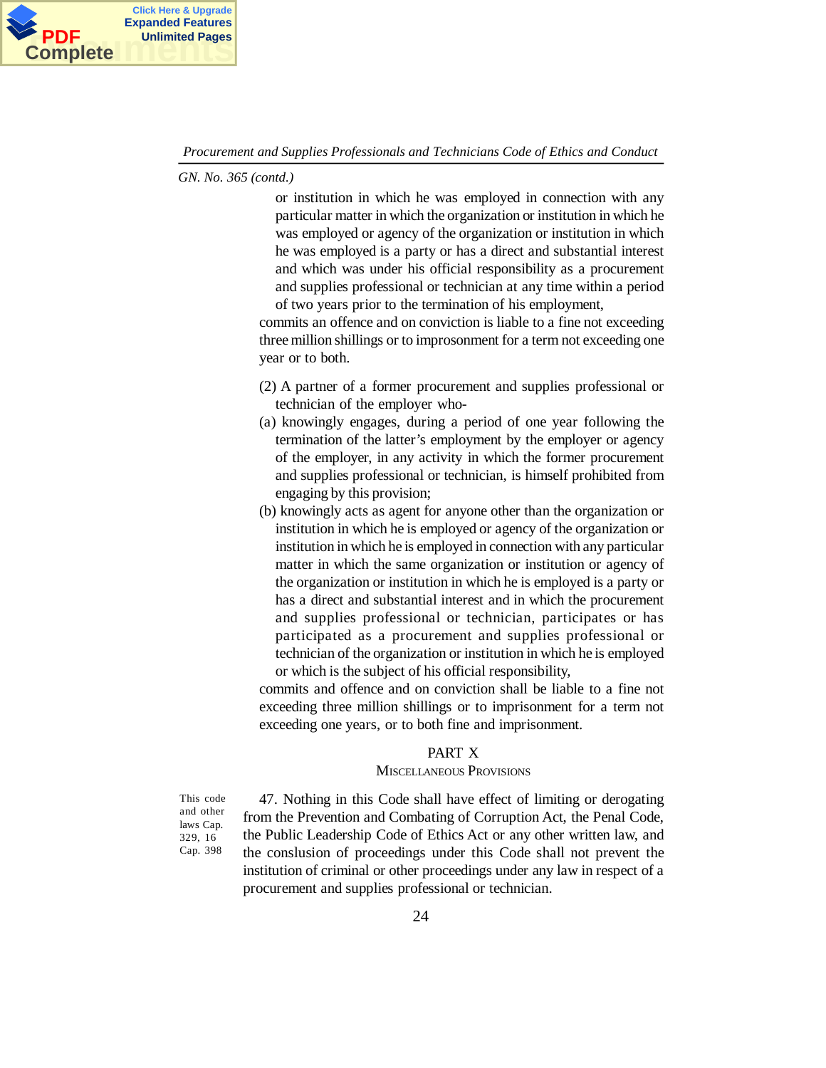*GN. No. 365 (contd.)*

or institution in which he was employed in connection with any particular matter in which the organization or institution in which he was employed or agency of the organization or institution in which he was employed is a party or has a direct and substantial interest and which was under his official responsibility as a procurement and supplies professional or technician at any time within a period of two years prior to the termination of his employment,

commits an offence and on conviction is liable to a fine not exceeding three million shillings or to improsonment for a term not exceeding one year or to both.

(2) A partner of a former procurement and supplies professional or technician of the employer who-

(a) knowingly engages, during a period of one year following the termination of the latter's employment by the employer or agency of the employer, in any activity in which the former procurement and supplies professional or technician, is himself prohibited from engaging by this provision;

(b) knowingly acts as agent for anyone other than the organization or institution in which he is employed or agency of the organization or institution in which he is employed in connection with any particular matter in which the same organization or institution or agency of the organization or institution in which he is employed is a party or has a direct and substantial interest and in which the procurement and supplies professional or technician, participates or has participated as a procurement and supplies professional or technician of the organization or institution in which he is employed or which is the subject of his official responsibility,

commits and offence and on conviction shall be liable to a fine not exceeding three million shillings or to imprisonment for a term not exceeding one years, or to both fine and imprisonment.

## PART X

## MISCELLANEOUS PROVISIONS

This code and other laws Cap. 329, 16 Cap. 398

47. Nothing in this Code shall have effect of limiting or derogating from the Prevention and Combating of Corruption Act, the Penal Code, the Public Leadership Code of Ethics Act or any other written law, and the conslusion of proceedings under this Code shall not prevent the institution of criminal or other proceedings under any law in respect of a procurement and supplies professional or technician.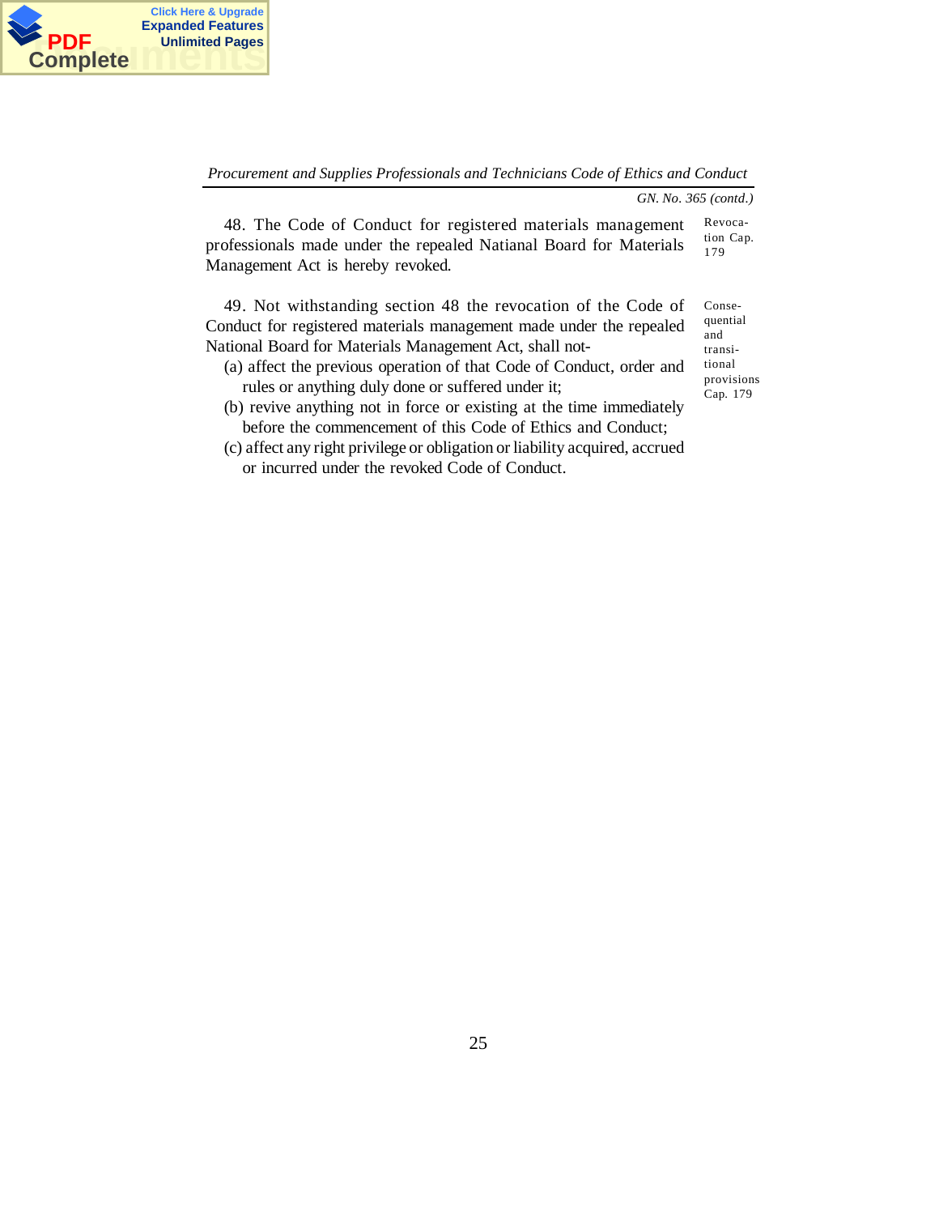*GN. No. 365 (contd.)*

48. The Code of Conduct for registered materials management professionals made under the repealed Natianal Board for Materials Management Act is hereby revoked.

Revocation Cap. 179

49. Not withstanding section 48 the revocation of the Code of Conduct for registered materials management made under the repealed National Board for Materials Management Act, shall not-

Consequential and transitional provisions Cap. 179

(a) affect the previous operation of that Code of Conduct, order and rules or anything duly done or suffered under it;

(b) revive anything not in force or existing at the time immediately before the commencement of this Code of Ethics and Conduct;

(c) affect any right privilege or obligation or liability acquired, accrued or incurred under the revoked Code of Conduct.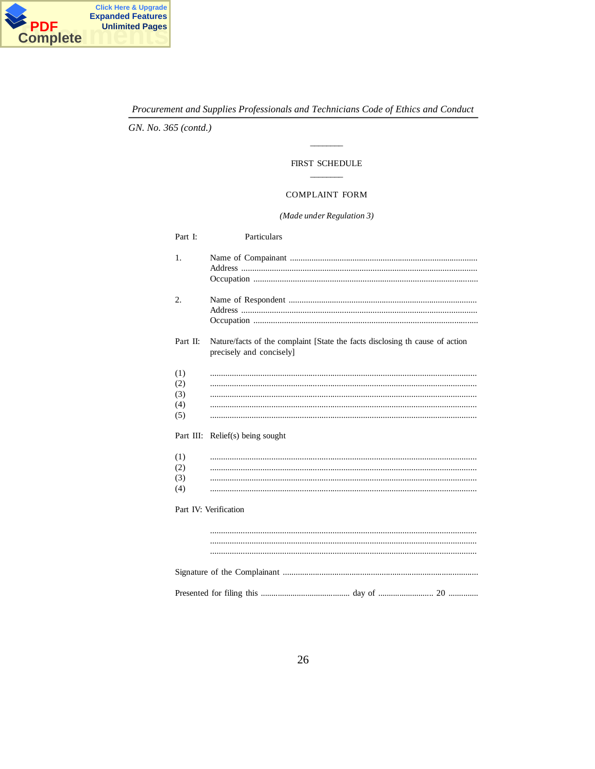*GN. No. 365 (contd.)*

## FIRST SCHEDULE

### COMPLAINT FORM

*(Made under Regulation 3)*

Part I: Particulars

1. Name of Compainant ..........................................................................................
   Address ..........................................................................................................
   Occupation ......................................................................................................

2. Name of Respondent ..........................................................................................
   Address ..........................................................................................................
   Occupation ......................................................................................................

Part II: Nature/facts of the complaint [State the facts disclosing th cause of action precisely and concisely]

(1) ..........................................................................................................
(2) ..........................................................................................................
(3) ..........................................................................................................
(4) ..........................................................................................................
(5) ..........................................................................................................

Part III: Relief(s) being sought

(1) ..........................................................................................................
(2) ..........................................................................................................
(3) ..........................................................................................................
(4) ..........................................................................................................

Part IV: Verification

..........................................................................................................
..........................................................................................................
..........................................................................................................

Signature of the Complainant ..........................................................................................

Presented for filing this ........................................ day of ......................... 20 .............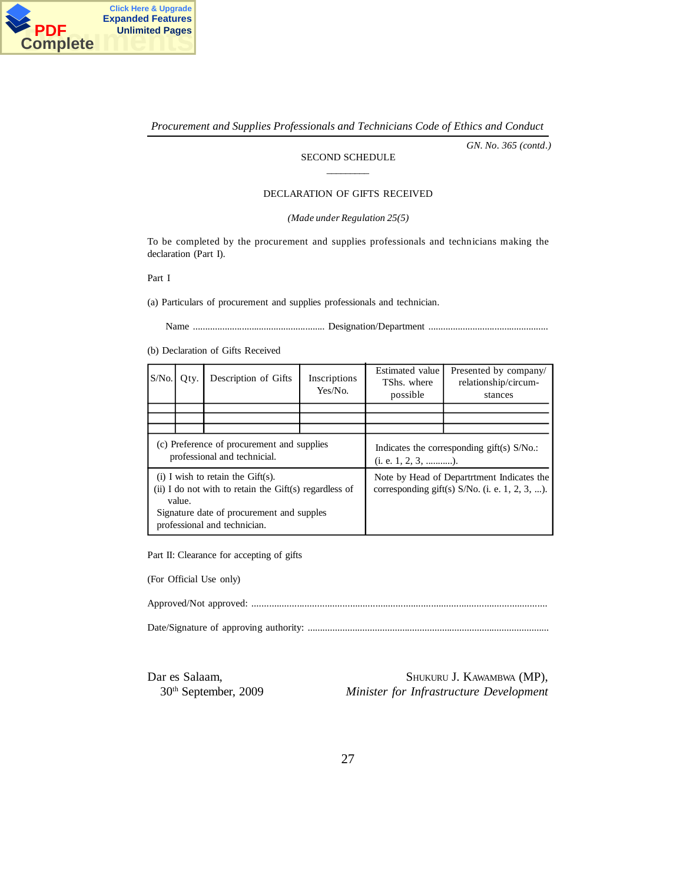GN. No. 365 (contd.)

SECOND SCHEDULE

DECLARATION OF GIFTS RECEIVED

*(Made under Regulation 25(5)*

To be completed by the procurement and supplies professionals and technicians making the declaration (Part I).

Part I

(a) Particulars of procurement and supplies professionals and technician.

Name ...................................................... Designation/Department .................................................

(b) Declaration of Gifts Received

| S/No. | Qty. | Description of Gifts | Inscriptions Yes/No. | Estimated value TShs. where possible | Presented by company/ relationship/circum-stances |
|---|---|---|---|---|---|
| | | | | | |
| | | | | | |
| | | | | | |
| (c) Preference of procurement and supplies professional and technical. | | | | Indicates the corresponding gift(s) S/No.: (i. e. 1, 2, 3, ...........). | |
| (i) I wish to retain the Gift(s). (ii) I do not with to retain the Gift(s) regardless of value. Signature date of procurement and supples professional and technician. | | | | Note by Head of Departrtment Indicates the corresponding gift(s) S/No. (i. e. 1, 2, 3, ...). | |

Part II: Clearance for accepting of gifts

(For Official Use only)

Approved/Not approved: .......................................................................................................................

Date/Signature of approving authority: ..................................................................................................

Dar es Salaam,
30th September, 2009

SHUKURU J. KAWAMBWA (MP),
*Minister for Infrastructure Development*